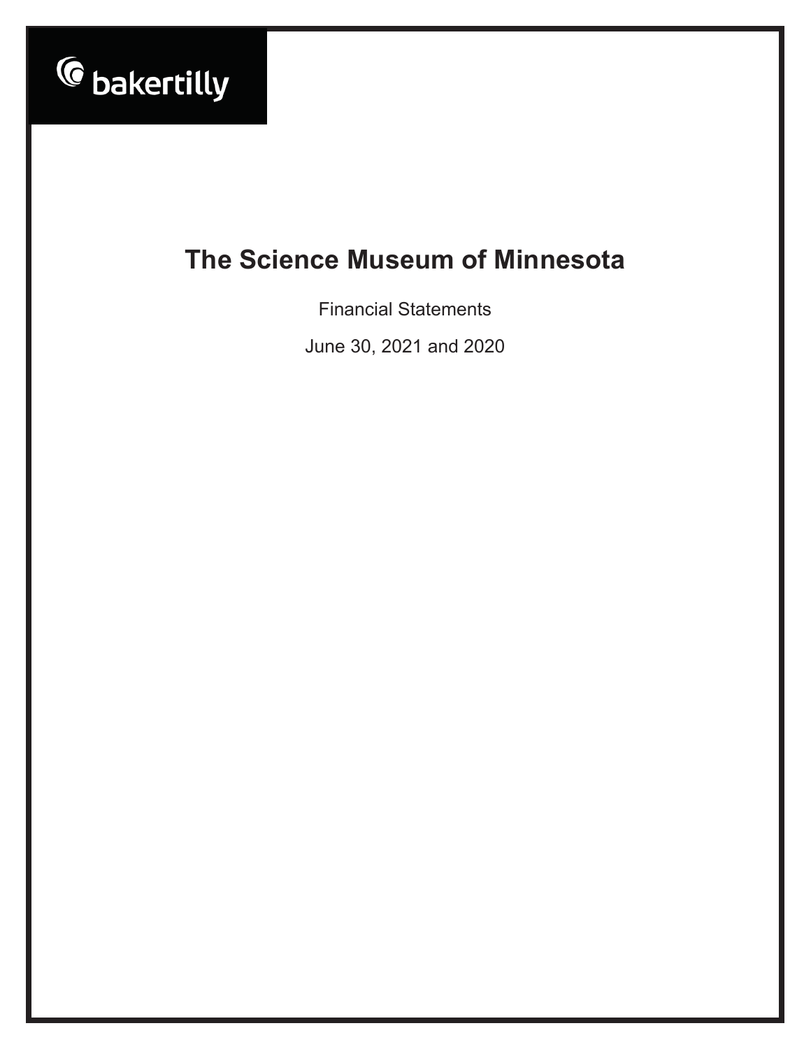bakertilly

# The Science Museum of Minnesota

Financial Statements

June 30, 2021 and 2020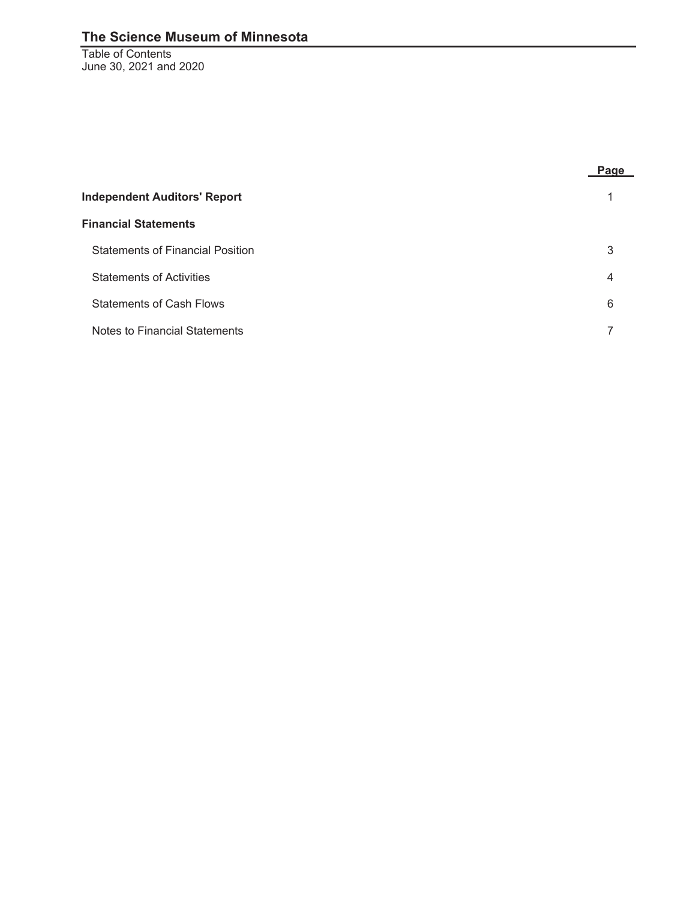# The Science Museum of Minnesota

Table of Contents
June 30, 2021 and 2020

| | Page |
|---|---|
| **Independent Auditors' Report** | 1 |
| **Financial Statements** | |
| Statements of Financial Position | 3 |
| Statements of Activities | 4 |
| Statements of Cash Flows | 6 |
| Notes to Financial Statements | 7 |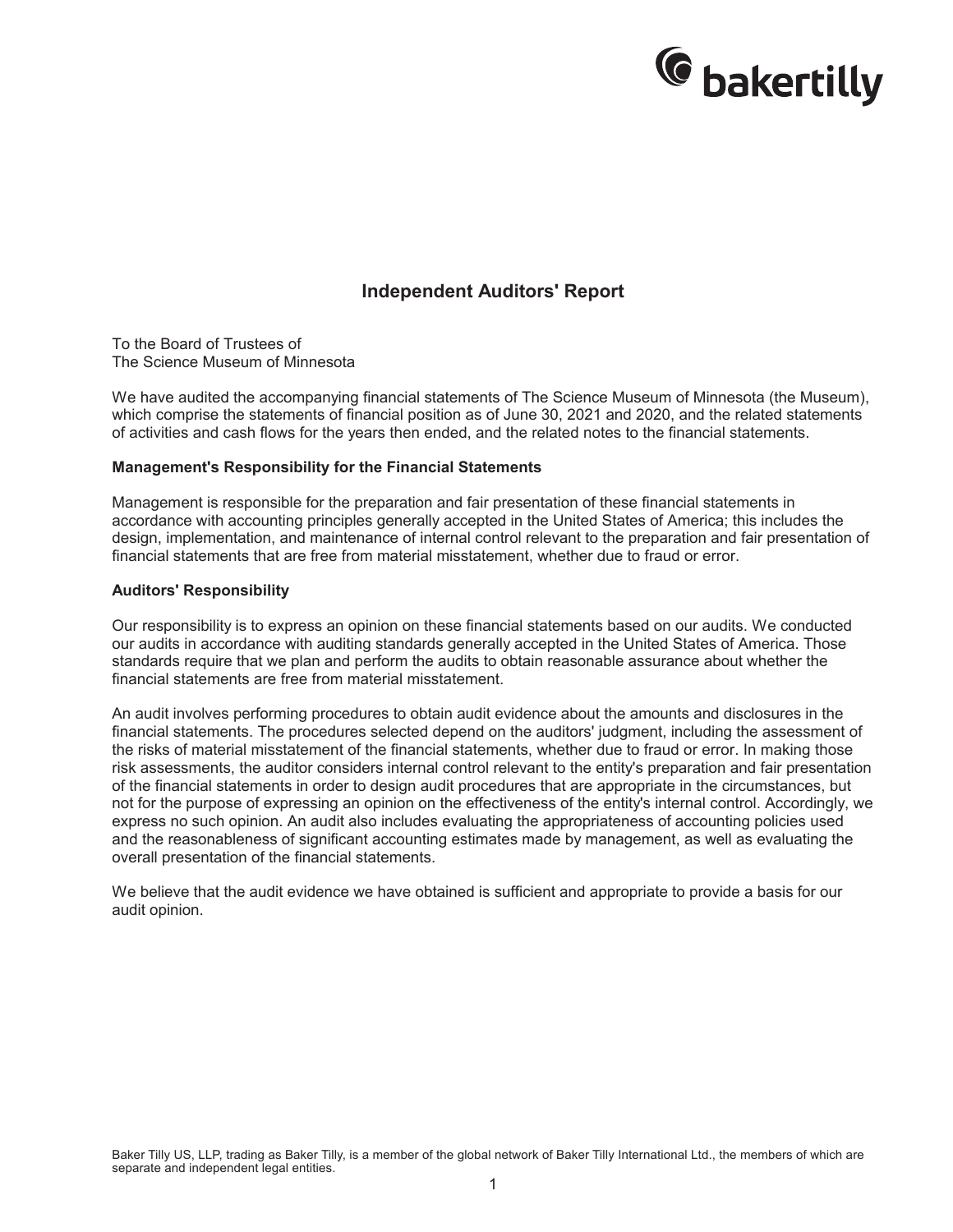# Independent Auditors' Report

To the Board of Trustees of
The Science Museum of Minnesota

We have audited the accompanying financial statements of The Science Museum of Minnesota (the Museum), which comprise the statements of financial position as of June 30, 2021 and 2020, and the related statements of activities and cash flows for the years then ended, and the related notes to the financial statements.

**Management's Responsibility for the Financial Statements**

Management is responsible for the preparation and fair presentation of these financial statements in accordance with accounting principles generally accepted in the United States of America; this includes the design, implementation, and maintenance of internal control relevant to the preparation and fair presentation of financial statements that are free from material misstatement, whether due to fraud or error.

**Auditors' Responsibility**

Our responsibility is to express an opinion on these financial statements based on our audits. We conducted our audits in accordance with auditing standards generally accepted in the United States of America. Those standards require that we plan and perform the audits to obtain reasonable assurance about whether the financial statements are free from material misstatement.

An audit involves performing procedures to obtain audit evidence about the amounts and disclosures in the financial statements. The procedures selected depend on the auditors' judgment, including the assessment of the risks of material misstatement of the financial statements, whether due to fraud or error. In making those risk assessments, the auditor considers internal control relevant to the entity's preparation and fair presentation of the financial statements in order to design audit procedures that are appropriate in the circumstances, but not for the purpose of expressing an opinion on the effectiveness of the entity's internal control. Accordingly, we express no such opinion. An audit also includes evaluating the appropriateness of accounting policies used and the reasonableness of significant accounting estimates made by management, as well as evaluating the overall presentation of the financial statements.

We believe that the audit evidence we have obtained is sufficient and appropriate to provide a basis for our audit opinion.

Baker Tilly US, LLP, trading as Baker Tilly, is a member of the global network of Baker Tilly International Ltd., the members of which are separate and independent legal entities.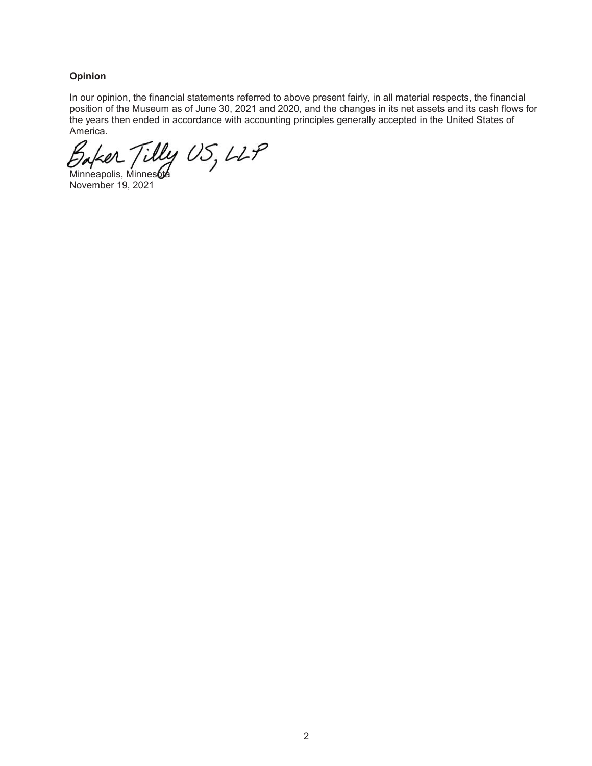**Opinion**

In our opinion, the financial statements referred to above present fairly, in all material respects, the financial position of the Museum as of June 30, 2021 and 2020, and the changes in its net assets and its cash flows for the years then ended in accordance with accounting principles generally accepted in the United States of America.

Baker Tilly US, LLP

Minneapolis, Minnesota
November 19, 2021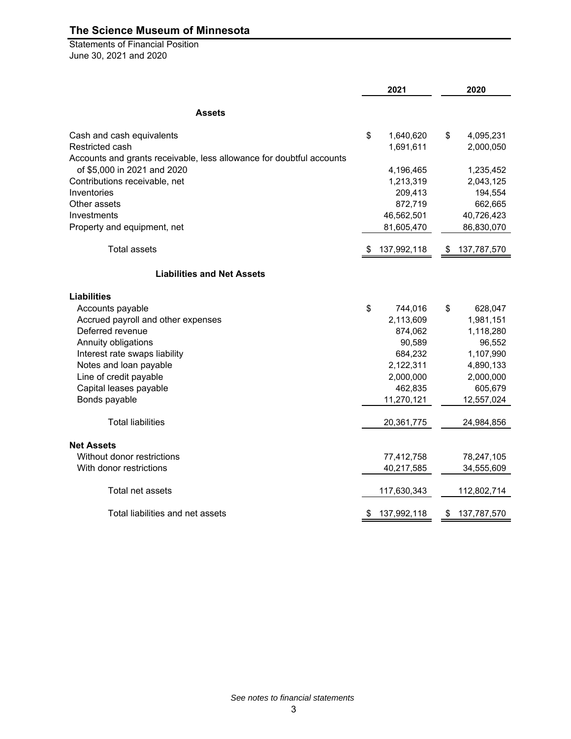# The Science Museum of Minnesota

Statements of Financial Position
June 30, 2021 and 2020

| | 2021 | 2020 |
|---|---|---|
| **Assets** | | |
| Cash and cash equivalents | $ 1,640,620 | $ 4,095,231 |
| Restricted cash | 1,691,611 | 2,000,050 |
| Accounts and grants receivable, less allowance for doubtful accounts of $5,000 in 2021 and 2020 | 4,196,465 | 1,235,452 |
| Contributions receivable, net | 1,213,319 | 2,043,125 |
| Inventories | 209,413 | 194,554 |
| Other assets | 872,719 | 662,665 |
| Investments | 46,562,501 | 40,726,423 |
| Property and equipment, net | 81,605,470 | 86,830,070 |
| Total assets | $ 137,992,118 | $ 137,787,570 |
| **Liabilities and Net Assets** | | |
| **Liabilities** | | |
| Accounts payable | $ 744,016 | $ 628,047 |
| Accrued payroll and other expenses | 2,113,609 | 1,981,151 |
| Deferred revenue | 874,062 | 1,118,280 |
| Annuity obligations | 90,589 | 96,552 |
| Interest rate swaps liability | 684,232 | 1,107,990 |
| Notes and loan payable | 2,122,311 | 4,890,133 |
| Line of credit payable | 2,000,000 | 2,000,000 |
| Capital leases payable | 462,835 | 605,679 |
| Bonds payable | 11,270,121 | 12,557,024 |
| Total liabilities | 20,361,775 | 24,984,856 |
| **Net Assets** | | |
| Without donor restrictions | 77,412,758 | 78,247,105 |
| With donor restrictions | 40,217,585 | 34,555,609 |
| Total net assets | 117,630,343 | 112,802,714 |
| Total liabilities and net assets | $ 137,992,118 | $ 137,787,570 |

*See notes to financial statements*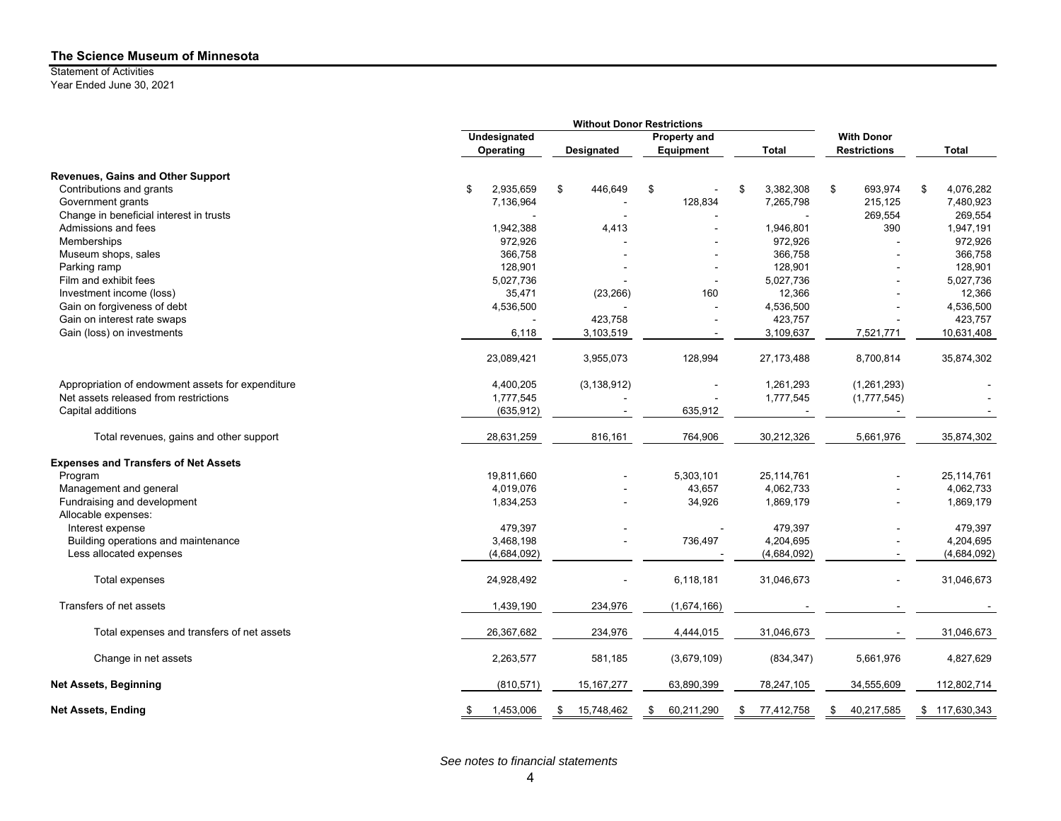**The Science Museum of Minnesota**

Statement of Activities
Year Ended June 30, 2021

| | Without Donor Restrictions | | | | | |
|---|---|---|---|---|---|---|
| | Undesignated Operating | Designated | Property and Equipment | Total | With Donor Restrictions | Total |
| **Revenues, Gains and Other Support** | | | | | | |
| Contributions and grants | $ 2,935,659 | $ 446,649 | $ - | $ 3,382,308 | $ 693,974 | $ 4,076,282 |
| Government grants | 7,136,964 | - | 128,834 | 7,265,798 | 215,125 | 7,480,923 |
| Change in beneficial interest in trusts | - | - | - | - | 269,554 | 269,554 |
| Admissions and fees | 1,942,388 | 4,413 | - | 1,946,801 | 390 | 1,947,191 |
| Memberships | 972,926 | - | - | 972,926 | - | 972,926 |
| Museum shops, sales | 366,758 | - | - | 366,758 | - | 366,758 |
| Parking ramp | 128,901 | - | - | 128,901 | - | 128,901 |
| Film and exhibit fees | 5,027,736 | - | - | 5,027,736 | - | 5,027,736 |
| Investment income (loss) | 35,471 | (23,266) | 160 | 12,366 | - | 12,366 |
| Gain on forgiveness of debt | 4,536,500 | - | - | 4,536,500 | - | 4,536,500 |
| Gain on interest rate swaps | - | 423,758 | - | 423,757 | - | 423,757 |
| Gain (loss) on investments | 6,118 | 3,103,519 | - | 3,109,637 | 7,521,771 | 10,631,408 |
| | 23,089,421 | 3,955,073 | 128,994 | 27,173,488 | 8,700,814 | 35,874,302 |
| Appropriation of endowment assets for expenditure | 4,400,205 | (3,138,912) | - | 1,261,293 | (1,261,293) | - |
| Net assets released from restrictions | 1,777,545 | - | - | 1,777,545 | (1,777,545) | - |
| Capital additions | (635,912) | - | 635,912 | - | - | - |
| Total revenues, gains and other support | 28,631,259 | 816,161 | 764,906 | 30,212,326 | 5,661,976 | 35,874,302 |
| **Expenses and Transfers of Net Assets** | | | | | | |
| Program | 19,811,660 | - | 5,303,101 | 25,114,761 | - | 25,114,761 |
| Management and general | 4,019,076 | - | 43,657 | 4,062,733 | - | 4,062,733 |
| Fundraising and development | 1,834,253 | - | 34,926 | 1,869,179 | - | 1,869,179 |
| Allocable expenses: | | | | | | |
| Interest expense | 479,397 | - | - | 479,397 | - | 479,397 |
| Building operations and maintenance | 3,468,198 | - | 736,497 | 4,204,695 | - | 4,204,695 |
| Less allocated expenses | (4,684,092) | | - | (4,684,092) | - | (4,684,092) |
| Total expenses | 24,928,492 | - | 6,118,181 | 31,046,673 | - | 31,046,673 |
| Transfers of net assets | 1,439,190 | 234,976 | (1,674,166) | - | - | - |
| Total expenses and transfers of net assets | 26,367,682 | 234,976 | 4,444,015 | 31,046,673 | - | 31,046,673 |
| Change in net assets | 2,263,577 | 581,185 | (3,679,109) | (834,347) | 5,661,976 | 4,827,629 |
| **Net Assets, Beginning** | (810,571) | 15,167,277 | 63,890,399 | 78,247,105 | 34,555,609 | 112,802,714 |
| **Net Assets, Ending** | $ 1,453,006 | $ 15,748,462 | $ 60,211,290 | $ 77,412,758 | $ 40,217,585 | $ 117,630,343 |

*See notes to financial statements*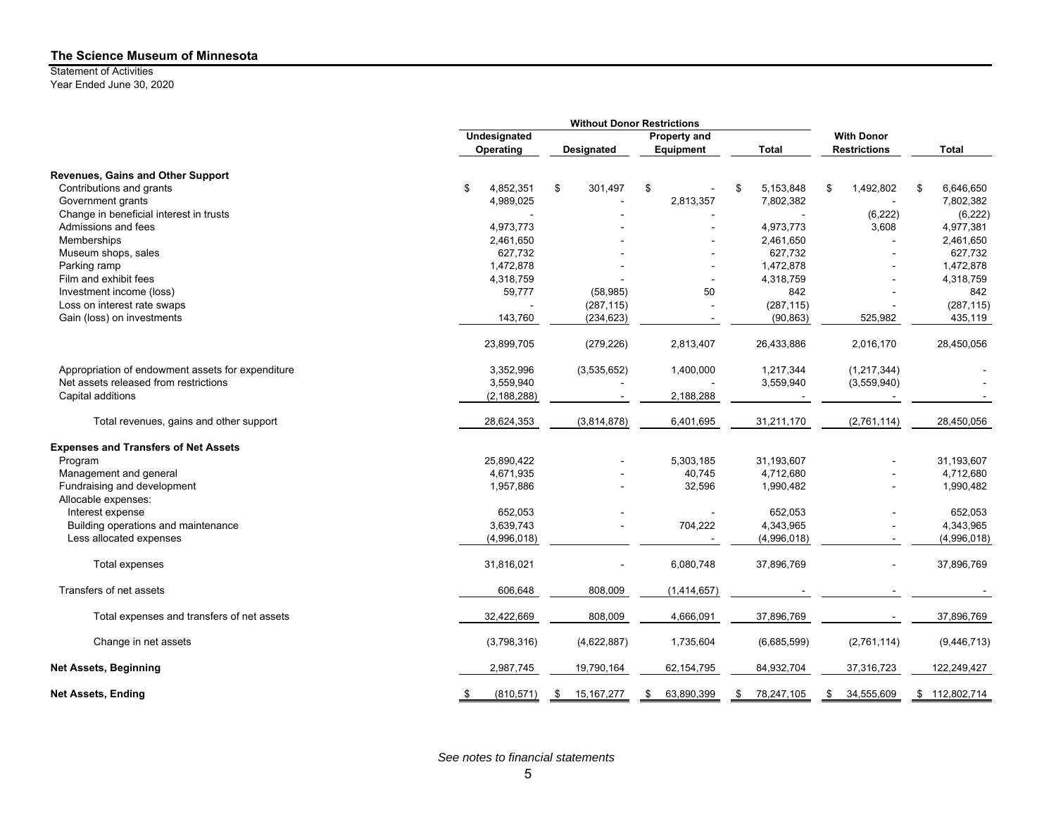## The Science Museum of Minnesota

Statement of Activities
Year Ended June 30, 2020

| | Without Donor Restrictions | | | | | |
|---|---|---|---|---|---|---|
| | Undesignated Operating | Designated | Property and Equipment | Total | With Donor Restrictions | Total |
| **Revenues, Gains and Other Support** | | | | | | |
| Contributions and grants | $ 4,852,351 | $ 301,497 | $ - | $ 5,153,848 | $ 1,492,802 | $ 6,646,650 |
| Government grants | 4,989,025 | - | 2,813,357 | 7,802,382 | - | 7,802,382 |
| Change in beneficial interest in trusts | - | - | - | - | (6,222) | (6,222) |
| Admissions and fees | 4,973,773 | - | - | 4,973,773 | 3,608 | 4,977,381 |
| Memberships | 2,461,650 | - | - | 2,461,650 | - | 2,461,650 |
| Museum shops, sales | 627,732 | - | - | 627,732 | - | 627,732 |
| Parking ramp | 1,472,878 | - | - | 1,472,878 | - | 1,472,878 |
| Film and exhibit fees | 4,318,759 | - | - | 4,318,759 | - | 4,318,759 |
| Investment income (loss) | 59,777 | (58,985) | 50 | 842 | - | 842 |
| Loss on interest rate swaps | - | (287,115) | - | (287,115) | - | (287,115) |
| Gain (loss) on investments | 143,760 | (234,623) | - | (90,863) | 525,982 | 435,119 |
| | 23,899,705 | (279,226) | 2,813,407 | 26,433,886 | 2,016,170 | 28,450,056 |
| Appropriation of endowment assets for expenditure | 3,352,996 | (3,535,652) | 1,400,000 | 1,217,344 | (1,217,344) | - |
| Net assets released from restrictions | 3,559,940 | - | - | 3,559,940 | (3,559,940) | - |
| Capital additions | (2,188,288) | - | 2,188,288 | - | - | - |
| Total revenues, gains and other support | 28,624,353 | (3,814,878) | 6,401,695 | 31,211,170 | (2,761,114) | 28,450,056 |
| **Expenses and Transfers of Net Assets** | | | | | | |
| Program | 25,890,422 | - | 5,303,185 | 31,193,607 | - | 31,193,607 |
| Management and general | 4,671,935 | - | 40,745 | 4,712,680 | - | 4,712,680 |
| Fundraising and development | 1,957,886 | - | 32,596 | 1,990,482 | - | 1,990,482 |
| Allocable expenses: | | | | | | |
| Interest expense | 652,053 | - | - | 652,053 | - | 652,053 |
| Building operations and maintenance | 3,639,743 | - | 704,222 | 4,343,965 | - | 4,343,965 |
| Less allocated expenses | (4,996,018) | | - | (4,996,018) | - | (4,996,018) |
| Total expenses | 31,816,021 | - | 6,080,748 | 37,896,769 | - | 37,896,769 |
| Transfers of net assets | 606,648 | 808,009 | (1,414,657) | - | - | - |
| Total expenses and transfers of net assets | 32,422,669 | 808,009 | 4,666,091 | 37,896,769 | - | 37,896,769 |
| Change in net assets | (3,798,316) | (4,622,887) | 1,735,604 | (6,685,599) | (2,761,114) | (9,446,713) |
| **Net Assets, Beginning** | 2,987,745 | 19,790,164 | 62,154,795 | 84,932,704 | 37,316,723 | 122,249,427 |
| **Net Assets, Ending** | $ (810,571) | $ 15,167,277 | $ 63,890,399 | $ 78,247,105 | $ 34,555,609 | $ 112,802,714 |

*See notes to financial statements*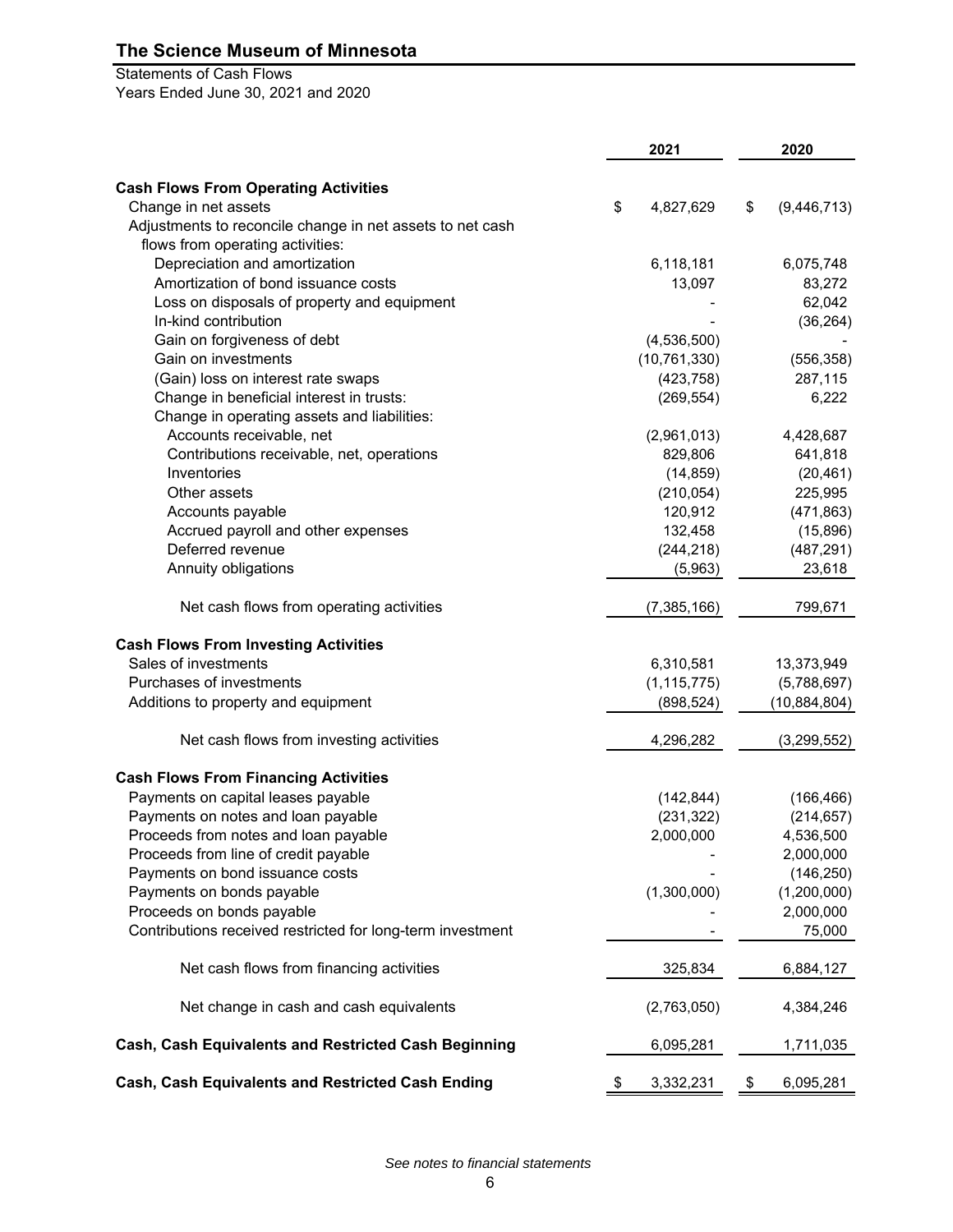# The Science Museum of Minnesota

Statements of Cash Flows
Years Ended June 30, 2021 and 2020

| | 2021 | 2020 |
|---|---|---|
| **Cash Flows From Operating Activities** | | |
| Change in net assets | $ 4,827,629 | $ (9,446,713) |
| Adjustments to reconcile change in net assets to net cash flows from operating activities: | | |
| Depreciation and amortization | 6,118,181 | 6,075,748 |
| Amortization of bond issuance costs | 13,097 | 83,272 |
| Loss on disposals of property and equipment | - | 62,042 |
| In-kind contribution | - | (36,264) |
| Gain on forgiveness of debt | (4,536,500) | - |
| Gain on investments | (10,761,330) | (556,358) |
| (Gain) loss on interest rate swaps | (423,758) | 287,115 |
| Change in beneficial interest in trusts: | (269,554) | 6,222 |
| Change in operating assets and liabilities: | | |
| Accounts receivable, net | (2,961,013) | 4,428,687 |
| Contributions receivable, net, operations | 829,806 | 641,818 |
| Inventories | (14,859) | (20,461) |
| Other assets | (210,054) | 225,995 |
| Accounts payable | 120,912 | (471,863) |
| Accrued payroll and other expenses | 132,458 | (15,896) |
| Deferred revenue | (244,218) | (487,291) |
| Annuity obligations | (5,963) | 23,618 |
| Net cash flows from operating activities | (7,385,166) | 799,671 |
| **Cash Flows From Investing Activities** | | |
| Sales of investments | 6,310,581 | 13,373,949 |
| Purchases of investments | (1,115,775) | (5,788,697) |
| Additions to property and equipment | (898,524) | (10,884,804) |
| Net cash flows from investing activities | 4,296,282 | (3,299,552) |
| **Cash Flows From Financing Activities** | | |
| Payments on capital leases payable | (142,844) | (166,466) |
| Payments on notes and loan payable | (231,322) | (214,657) |
| Proceeds from notes and loan payable | 2,000,000 | 4,536,500 |
| Proceeds from line of credit payable | - | 2,000,000 |
| Payments on bond issuance costs | - | (146,250) |
| Payments on bonds payable | (1,300,000) | (1,200,000) |
| Proceeds on bonds payable | - | 2,000,000 |
| Contributions received restricted for long-term investment | - | 75,000 |
| Net cash flows from financing activities | 325,834 | 6,884,127 |
| Net change in cash and cash equivalents | (2,763,050) | 4,384,246 |
| **Cash, Cash Equivalents and Restricted Cash Beginning** | 6,095,281 | 1,711,035 |
| **Cash, Cash Equivalents and Restricted Cash Ending** | $ 3,332,231 | $ 6,095,281 |

*See notes to financial statements*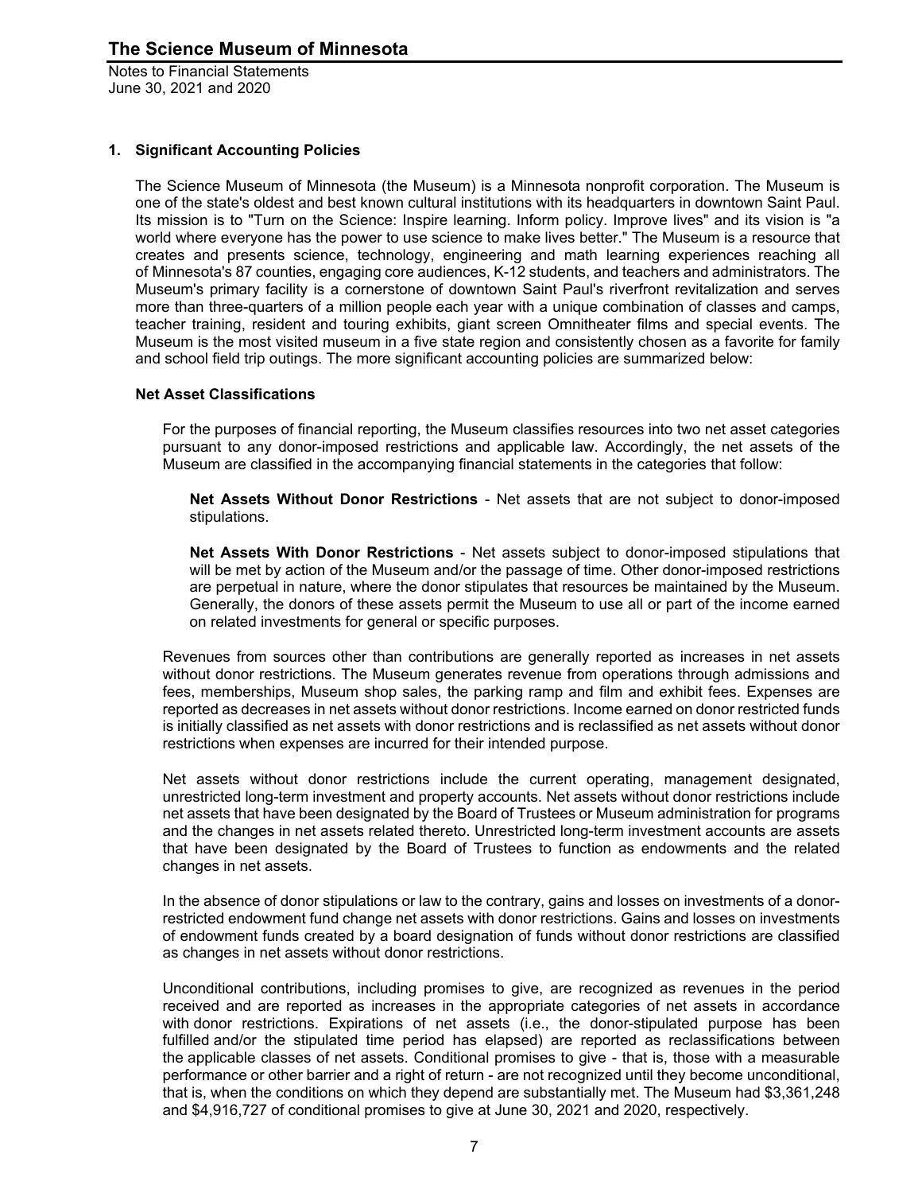## 1. Significant Accounting Policies

The Science Museum of Minnesota (the Museum) is a Minnesota nonprofit corporation. The Museum is one of the state's oldest and best known cultural institutions with its headquarters in downtown Saint Paul. Its mission is to "Turn on the Science: Inspire learning. Inform policy. Improve lives" and its vision is "a world where everyone has the power to use science to make lives better." The Museum is a resource that creates and presents science, technology, engineering and math learning experiences reaching all of Minnesota's 87 counties, engaging core audiences, K-12 students, and teachers and administrators. The Museum's primary facility is a cornerstone of downtown Saint Paul's riverfront revitalization and serves more than three-quarters of a million people each year with a unique combination of classes and camps, teacher training, resident and touring exhibits, giant screen Omnitheater films and special events. The Museum is the most visited museum in a five state region and consistently chosen as a favorite for family and school field trip outings. The more significant accounting policies are summarized below:

### Net Asset Classifications

For the purposes of financial reporting, the Museum classifies resources into two net asset categories pursuant to any donor-imposed restrictions and applicable law. Accordingly, the net assets of the Museum are classified in the accompanying financial statements in the categories that follow:

**Net Assets Without Donor Restrictions** - Net assets that are not subject to donor-imposed stipulations.

**Net Assets With Donor Restrictions** - Net assets subject to donor-imposed stipulations that will be met by action of the Museum and/or the passage of time. Other donor-imposed restrictions are perpetual in nature, where the donor stipulates that resources be maintained by the Museum. Generally, the donors of these assets permit the Museum to use all or part of the income earned on related investments for general or specific purposes.

Revenues from sources other than contributions are generally reported as increases in net assets without donor restrictions. The Museum generates revenue from operations through admissions and fees, memberships, Museum shop sales, the parking ramp and film and exhibit fees. Expenses are reported as decreases in net assets without donor restrictions. Income earned on donor restricted funds is initially classified as net assets with donor restrictions and is reclassified as net assets without donor restrictions when expenses are incurred for their intended purpose.

Net assets without donor restrictions include the current operating, management designated, unrestricted long-term investment and property accounts. Net assets without donor restrictions include net assets that have been designated by the Board of Trustees or Museum administration for programs and the changes in net assets related thereto. Unrestricted long-term investment accounts are assets that have been designated by the Board of Trustees to function as endowments and the related changes in net assets.

In the absence of donor stipulations or law to the contrary, gains and losses on investments of a donor-restricted endowment fund change net assets with donor restrictions. Gains and losses on investments of endowment funds created by a board designation of funds without donor restrictions are classified as changes in net assets without donor restrictions.

Unconditional contributions, including promises to give, are recognized as revenues in the period received and are reported as increases in the appropriate categories of net assets in accordance with donor restrictions. Expirations of net assets (i.e., the donor-stipulated purpose has been fulfilled and/or the stipulated time period has elapsed) are reported as reclassifications between the applicable classes of net assets. Conditional promises to give - that is, those with a measurable performance or other barrier and a right of return - are not recognized until they become unconditional, that is, when the conditions on which they depend are substantially met. The Museum had $3,361,248 and $4,916,727 of conditional promises to give at June 30, 2021 and 2020, respectively.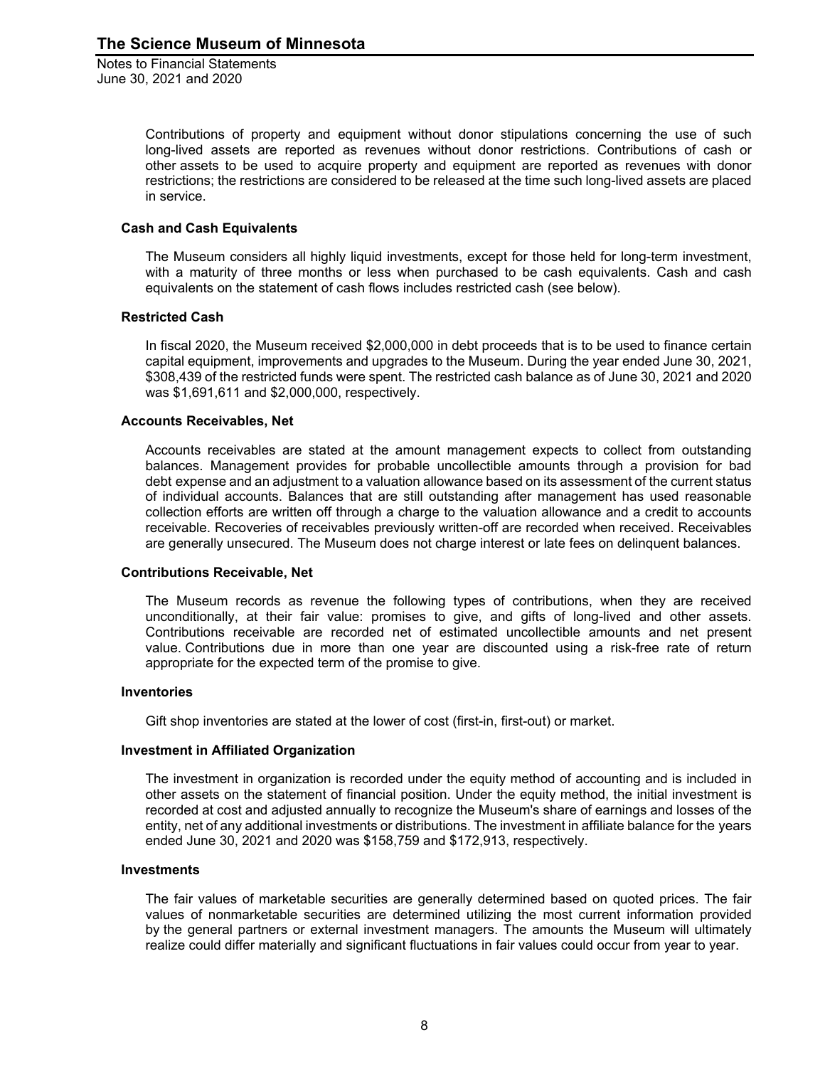Contributions of property and equipment without donor stipulations concerning the use of such long-lived assets are reported as revenues without donor restrictions. Contributions of cash or other assets to be used to acquire property and equipment are reported as revenues with donor restrictions; the restrictions are considered to be released at the time such long-lived assets are placed in service.

### Cash and Cash Equivalents

The Museum considers all highly liquid investments, except for those held for long-term investment, with a maturity of three months or less when purchased to be cash equivalents. Cash and cash equivalents on the statement of cash flows includes restricted cash (see below).

### Restricted Cash

In fiscal 2020, the Museum received $2,000,000 in debt proceeds that is to be used to finance certain capital equipment, improvements and upgrades to the Museum. During the year ended June 30, 2021, $308,439 of the restricted funds were spent. The restricted cash balance as of June 30, 2021 and 2020 was $1,691,611 and $2,000,000, respectively.

### Accounts Receivables, Net

Accounts receivables are stated at the amount management expects to collect from outstanding balances. Management provides for probable uncollectible amounts through a provision for bad debt expense and an adjustment to a valuation allowance based on its assessment of the current status of individual accounts. Balances that are still outstanding after management has used reasonable collection efforts are written off through a charge to the valuation allowance and a credit to accounts receivable. Recoveries of receivables previously written-off are recorded when received. Receivables are generally unsecured. The Museum does not charge interest or late fees on delinquent balances.

### Contributions Receivable, Net

The Museum records as revenue the following types of contributions, when they are received unconditionally, at their fair value: promises to give, and gifts of long-lived and other assets. Contributions receivable are recorded net of estimated uncollectible amounts and net present value. Contributions due in more than one year are discounted using a risk-free rate of return appropriate for the expected term of the promise to give.

### Inventories

Gift shop inventories are stated at the lower of cost (first-in, first-out) or market.

### Investment in Affiliated Organization

The investment in organization is recorded under the equity method of accounting and is included in other assets on the statement of financial position. Under the equity method, the initial investment is recorded at cost and adjusted annually to recognize the Museum's share of earnings and losses of the entity, net of any additional investments or distributions. The investment in affiliate balance for the years ended June 30, 2021 and 2020 was $158,759 and $172,913, respectively.

### Investments

The fair values of marketable securities are generally determined based on quoted prices. The fair values of nonmarketable securities are determined utilizing the most current information provided by the general partners or external investment managers. The amounts the Museum will ultimately realize could differ materially and significant fluctuations in fair values could occur from year to year.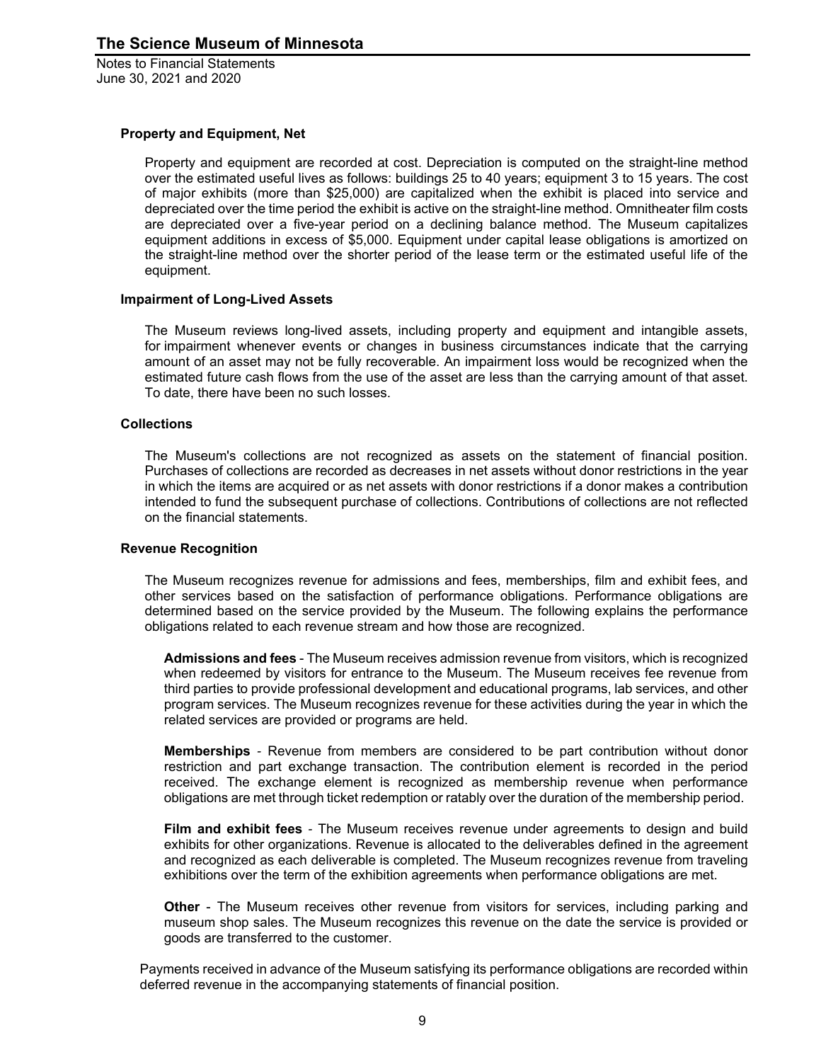### Property and Equipment, Net

Property and equipment are recorded at cost. Depreciation is computed on the straight-line method over the estimated useful lives as follows: buildings 25 to 40 years; equipment 3 to 15 years. The cost of major exhibits (more than $25,000) are capitalized when the exhibit is placed into service and depreciated over the time period the exhibit is active on the straight-line method. Omnitheater film costs are depreciated over a five-year period on a declining balance method. The Museum capitalizes equipment additions in excess of $5,000. Equipment under capital lease obligations is amortized on the straight-line method over the shorter period of the lease term or the estimated useful life of the equipment.

### Impairment of Long-Lived Assets

The Museum reviews long-lived assets, including property and equipment and intangible assets, for impairment whenever events or changes in business circumstances indicate that the carrying amount of an asset may not be fully recoverable. An impairment loss would be recognized when the estimated future cash flows from the use of the asset are less than the carrying amount of that asset. To date, there have been no such losses.

### Collections

The Museum's collections are not recognized as assets on the statement of financial position. Purchases of collections are recorded as decreases in net assets without donor restrictions in the year in which the items are acquired or as net assets with donor restrictions if a donor makes a contribution intended to fund the subsequent purchase of collections. Contributions of collections are not reflected on the financial statements.

### Revenue Recognition

The Museum recognizes revenue for admissions and fees, memberships, film and exhibit fees, and other services based on the satisfaction of performance obligations. Performance obligations are determined based on the service provided by the Museum. The following explains the performance obligations related to each revenue stream and how those are recognized.

**Admissions and fees** - The Museum receives admission revenue from visitors, which is recognized when redeemed by visitors for entrance to the Museum. The Museum receives fee revenue from third parties to provide professional development and educational programs, lab services, and other program services. The Museum recognizes revenue for these activities during the year in which the related services are provided or programs are held.

**Memberships** - Revenue from members are considered to be part contribution without donor restriction and part exchange transaction. The contribution element is recorded in the period received. The exchange element is recognized as membership revenue when performance obligations are met through ticket redemption or ratably over the duration of the membership period.

**Film and exhibit fees** - The Museum receives revenue under agreements to design and build exhibits for other organizations. Revenue is allocated to the deliverables defined in the agreement and recognized as each deliverable is completed. The Museum recognizes revenue from traveling exhibitions over the term of the exhibition agreements when performance obligations are met.

**Other** - The Museum receives other revenue from visitors for services, including parking and museum shop sales. The Museum recognizes this revenue on the date the service is provided or goods are transferred to the customer.

Payments received in advance of the Museum satisfying its performance obligations are recorded within deferred revenue in the accompanying statements of financial position.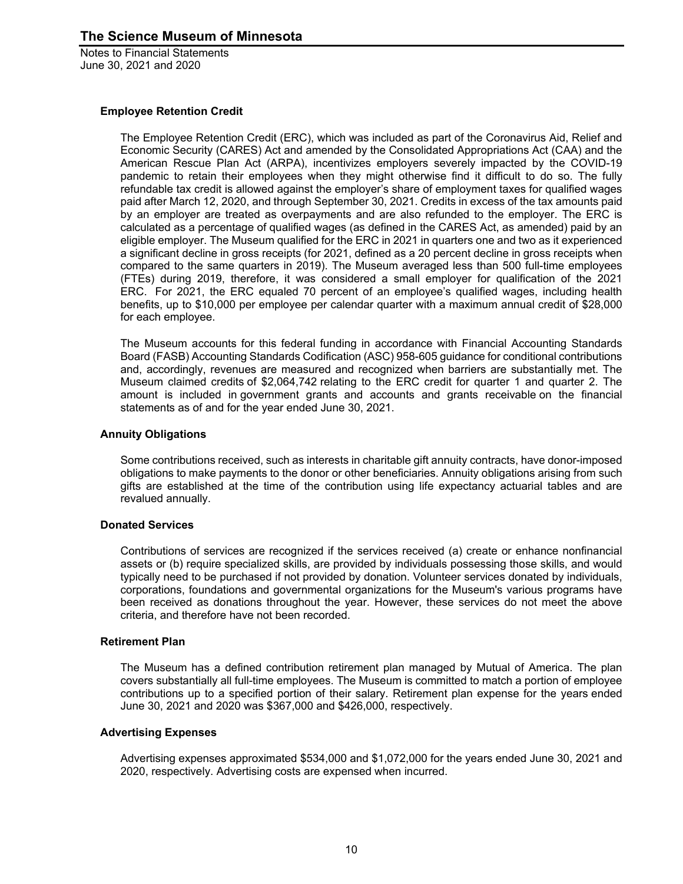### Employee Retention Credit

The Employee Retention Credit (ERC), which was included as part of the Coronavirus Aid, Relief and Economic Security (CARES) Act and amended by the Consolidated Appropriations Act (CAA) and the American Rescue Plan Act (ARPA), incentivizes employers severely impacted by the COVID-19 pandemic to retain their employees when they might otherwise find it difficult to do so. The fully refundable tax credit is allowed against the employer's share of employment taxes for qualified wages paid after March 12, 2020, and through September 30, 2021. Credits in excess of the tax amounts paid by an employer are treated as overpayments and are also refunded to the employer. The ERC is calculated as a percentage of qualified wages (as defined in the CARES Act, as amended) paid by an eligible employer. The Museum qualified for the ERC in 2021 in quarters one and two as it experienced a significant decline in gross receipts (for 2021, defined as a 20 percent decline in gross receipts when compared to the same quarters in 2019). The Museum averaged less than 500 full-time employees (FTEs) during 2019, therefore, it was considered a small employer for qualification of the 2021 ERC. For 2021, the ERC equaled 70 percent of an employee's qualified wages, including health benefits, up to $10,000 per employee per calendar quarter with a maximum annual credit of $28,000 for each employee.

The Museum accounts for this federal funding in accordance with Financial Accounting Standards Board (FASB) Accounting Standards Codification (ASC) 958-605 guidance for conditional contributions and, accordingly, revenues are measured and recognized when barriers are substantially met. The Museum claimed credits of $2,064,742 relating to the ERC credit for quarter 1 and quarter 2. The amount is included in government grants and accounts and grants receivable on the financial statements as of and for the year ended June 30, 2021.

### Annuity Obligations

Some contributions received, such as interests in charitable gift annuity contracts, have donor-imposed obligations to make payments to the donor or other beneficiaries. Annuity obligations arising from such gifts are established at the time of the contribution using life expectancy actuarial tables and are revalued annually.

### Donated Services

Contributions of services are recognized if the services received (a) create or enhance nonfinancial assets or (b) require specialized skills, are provided by individuals possessing those skills, and would typically need to be purchased if not provided by donation. Volunteer services donated by individuals, corporations, foundations and governmental organizations for the Museum's various programs have been received as donations throughout the year. However, these services do not meet the above criteria, and therefore have not been recorded.

### Retirement Plan

The Museum has a defined contribution retirement plan managed by Mutual of America. The plan covers substantially all full-time employees. The Museum is committed to match a portion of employee contributions up to a specified portion of their salary. Retirement plan expense for the years ended June 30, 2021 and 2020 was $367,000 and $426,000, respectively.

### Advertising Expenses

Advertising expenses approximated $534,000 and $1,072,000 for the years ended June 30, 2021 and 2020, respectively. Advertising costs are expensed when incurred.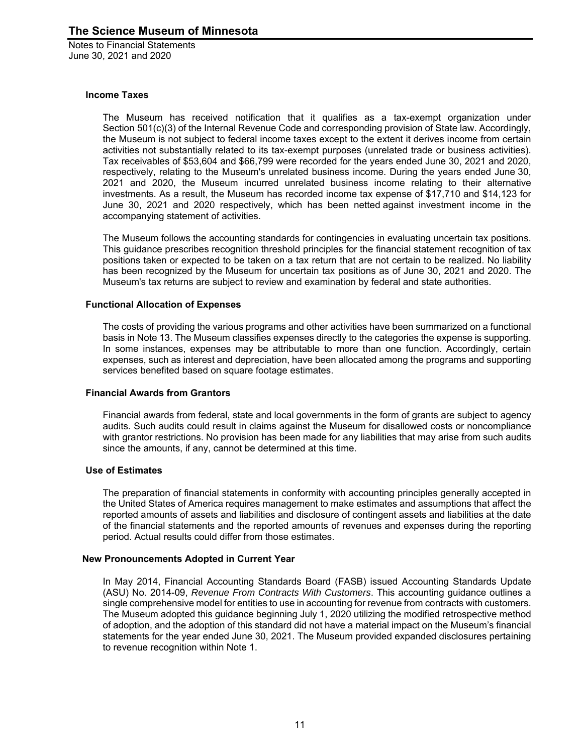### Income Taxes

The Museum has received notification that it qualifies as a tax-exempt organization under Section 501(c)(3) of the Internal Revenue Code and corresponding provision of State law. Accordingly, the Museum is not subject to federal income taxes except to the extent it derives income from certain activities not substantially related to its tax-exempt purposes (unrelated trade or business activities). Tax receivables of $53,604 and $66,799 were recorded for the years ended June 30, 2021 and 2020, respectively, relating to the Museum's unrelated business income. During the years ended June 30, 2021 and 2020, the Museum incurred unrelated business income relating to their alternative investments. As a result, the Museum has recorded income tax expense of $17,710 and $14,123 for June 30, 2021 and 2020 respectively, which has been netted against investment income in the accompanying statement of activities.

The Museum follows the accounting standards for contingencies in evaluating uncertain tax positions. This guidance prescribes recognition threshold principles for the financial statement recognition of tax positions taken or expected to be taken on a tax return that are not certain to be realized. No liability has been recognized by the Museum for uncertain tax positions as of June 30, 2021 and 2020. The Museum's tax returns are subject to review and examination by federal and state authorities.

### Functional Allocation of Expenses

The costs of providing the various programs and other activities have been summarized on a functional basis in Note 13. The Museum classifies expenses directly to the categories the expense is supporting. In some instances, expenses may be attributable to more than one function. Accordingly, certain expenses, such as interest and depreciation, have been allocated among the programs and supporting services benefited based on square footage estimates.

### Financial Awards from Grantors

Financial awards from federal, state and local governments in the form of grants are subject to agency audits. Such audits could result in claims against the Museum for disallowed costs or noncompliance with grantor restrictions. No provision has been made for any liabilities that may arise from such audits since the amounts, if any, cannot be determined at this time.

### Use of Estimates

The preparation of financial statements in conformity with accounting principles generally accepted in the United States of America requires management to make estimates and assumptions that affect the reported amounts of assets and liabilities and disclosure of contingent assets and liabilities at the date of the financial statements and the reported amounts of revenues and expenses during the reporting period. Actual results could differ from those estimates.

### New Pronouncements Adopted in Current Year

In May 2014, Financial Accounting Standards Board (FASB) issued Accounting Standards Update (ASU) No. 2014-09, *Revenue From Contracts With Customers*. This accounting guidance outlines a single comprehensive model for entities to use in accounting for revenue from contracts with customers. The Museum adopted this guidance beginning July 1, 2020 utilizing the modified retrospective method of adoption, and the adoption of this standard did not have a material impact on the Museum's financial statements for the year ended June 30, 2021. The Museum provided expanded disclosures pertaining to revenue recognition within Note 1.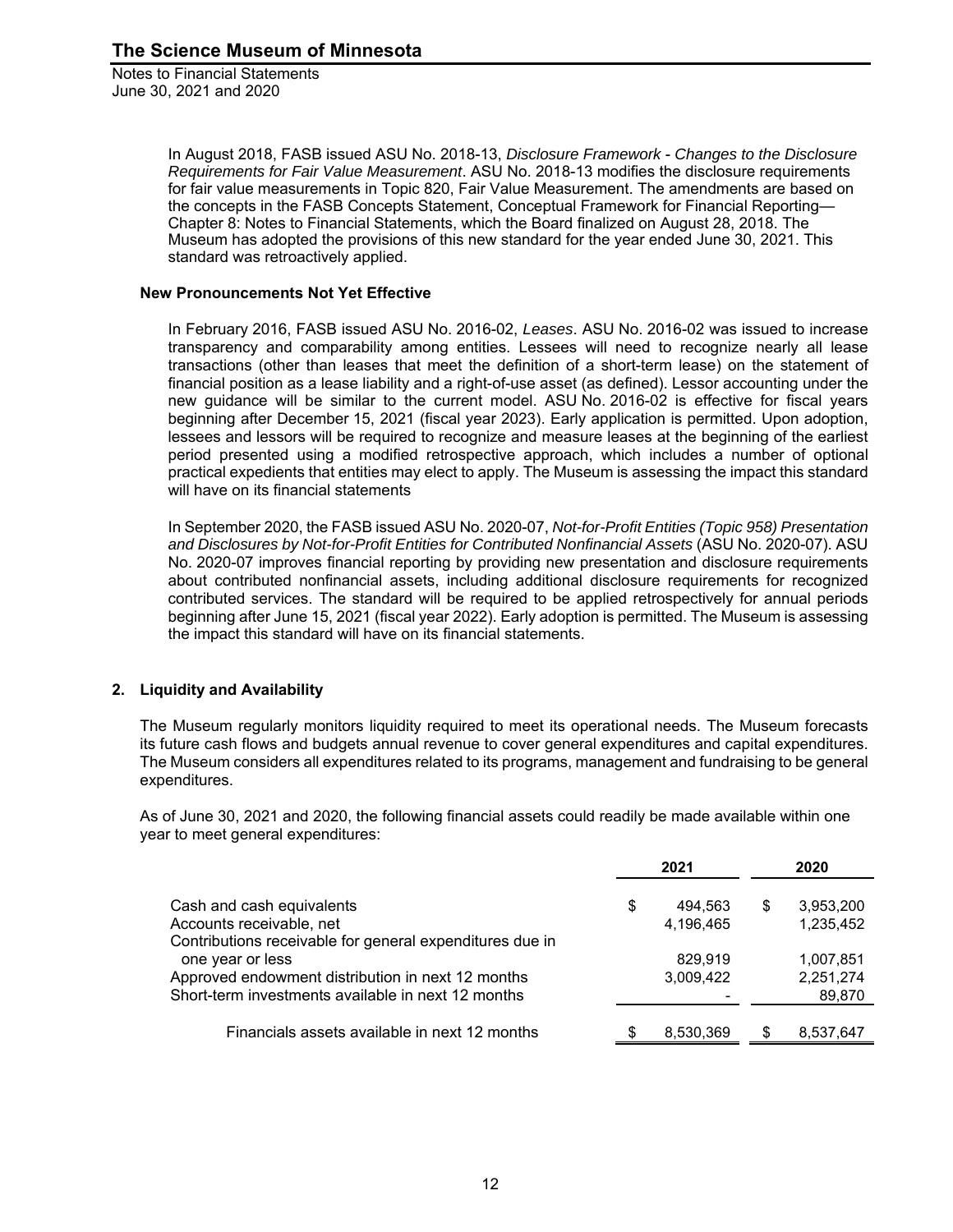In August 2018, FASB issued ASU No. 2018-13, *Disclosure Framework - Changes to the Disclosure Requirements for Fair Value Measurement*. ASU No. 2018-13 modifies the disclosure requirements for fair value measurements in Topic 820, Fair Value Measurement. The amendments are based on the concepts in the FASB Concepts Statement, Conceptual Framework for Financial Reporting—Chapter 8: Notes to Financial Statements, which the Board finalized on August 28, 2018. The Museum has adopted the provisions of this new standard for the year ended June 30, 2021. This standard was retroactively applied.

**New Pronouncements Not Yet Effective**

In February 2016, FASB issued ASU No. 2016-02, *Leases*. ASU No. 2016-02 was issued to increase transparency and comparability among entities. Lessees will need to recognize nearly all lease transactions (other than leases that meet the definition of a short-term lease) on the statement of financial position as a lease liability and a right-of-use asset (as defined). Lessor accounting under the new guidance will be similar to the current model. ASU No. 2016-02 is effective for fiscal years beginning after December 15, 2021 (fiscal year 2023). Early application is permitted. Upon adoption, lessees and lessors will be required to recognize and measure leases at the beginning of the earliest period presented using a modified retrospective approach, which includes a number of optional practical expedients that entities may elect to apply. The Museum is assessing the impact this standard will have on its financial statements

In September 2020, the FASB issued ASU No. 2020-07, *Not-for-Profit Entities (Topic 958) Presentation and Disclosures by Not-for-Profit Entities for Contributed Nonfinancial Assets* (ASU No. 2020-07). ASU No. 2020-07 improves financial reporting by providing new presentation and disclosure requirements about contributed nonfinancial assets, including additional disclosure requirements for recognized contributed services. The standard will be required to be applied retrospectively for annual periods beginning after June 15, 2021 (fiscal year 2022). Early adoption is permitted. The Museum is assessing the impact this standard will have on its financial statements.

## 2. Liquidity and Availability

The Museum regularly monitors liquidity required to meet its operational needs. The Museum forecasts its future cash flows and budgets annual revenue to cover general expenditures and capital expenditures. The Museum considers all expenditures related to its programs, management and fundraising to be general expenditures.

As of June 30, 2021 and 2020, the following financial assets could readily be made available within one year to meet general expenditures:

| | 2021 | 2020 |
|---|---|---|
| Cash and cash equivalents | $ 494,563 | $ 3,953,200 |
| Accounts receivable, net | 4,196,465 | 1,235,452 |
| Contributions receivable for general expenditures due in one year or less | 829,919 | 1,007,851 |
| Approved endowment distribution in next 12 months | 3,009,422 | 2,251,274 |
| Short-term investments available in next 12 months | - | 89,870 |
| Financials assets available in next 12 months | $ 8,530,369 | $ 8,537,647 |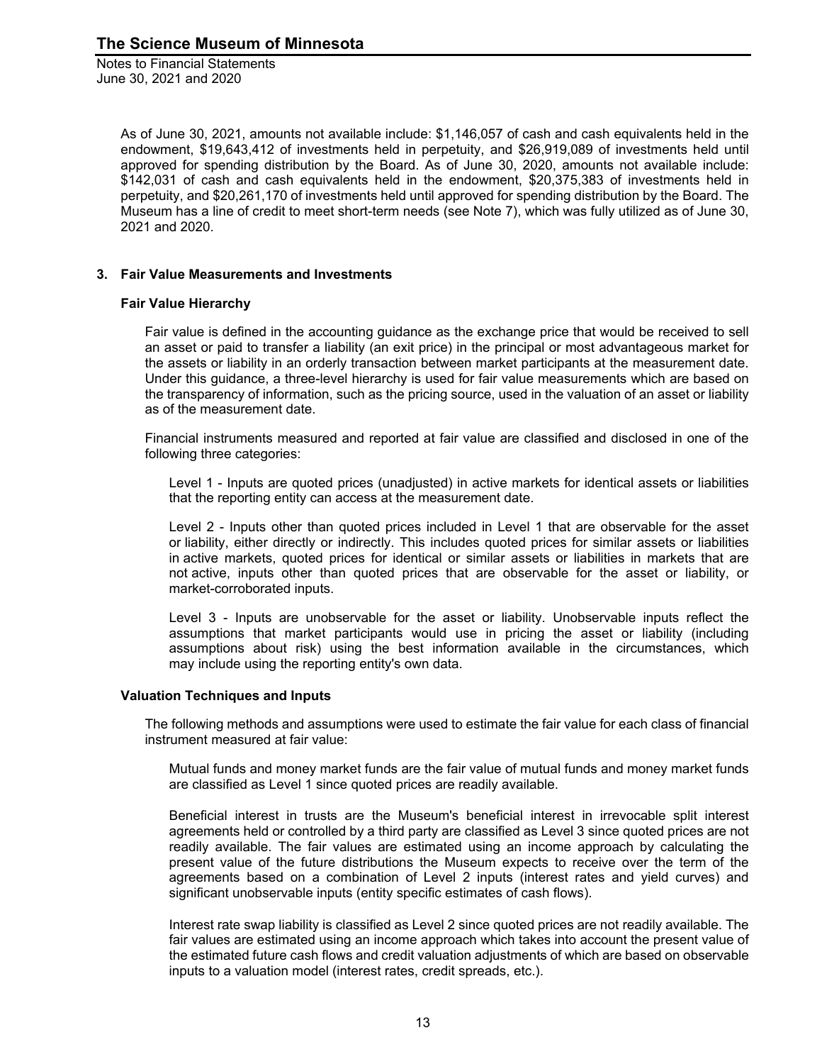As of June 30, 2021, amounts not available include: $1,146,057 of cash and cash equivalents held in the endowment, $19,643,412 of investments held in perpetuity, and $26,919,089 of investments held until approved for spending distribution by the Board. As of June 30, 2020, amounts not available include: $142,031 of cash and cash equivalents held in the endowment, $20,375,383 of investments held in perpetuity, and $20,261,170 of investments held until approved for spending distribution by the Board. The Museum has a line of credit to meet short-term needs (see Note 7), which was fully utilized as of June 30, 2021 and 2020.

## 3. Fair Value Measurements and Investments

### Fair Value Hierarchy

Fair value is defined in the accounting guidance as the exchange price that would be received to sell an asset or paid to transfer a liability (an exit price) in the principal or most advantageous market for the assets or liability in an orderly transaction between market participants at the measurement date. Under this guidance, a three-level hierarchy is used for fair value measurements which are based on the transparency of information, such as the pricing source, used in the valuation of an asset or liability as of the measurement date.

Financial instruments measured and reported at fair value are classified and disclosed in one of the following three categories:

Level 1 - Inputs are quoted prices (unadjusted) in active markets for identical assets or liabilities that the reporting entity can access at the measurement date.

Level 2 - Inputs other than quoted prices included in Level 1 that are observable for the asset or liability, either directly or indirectly. This includes quoted prices for similar assets or liabilities in active markets, quoted prices for identical or similar assets or liabilities in markets that are not active, inputs other than quoted prices that are observable for the asset or liability, or market-corroborated inputs.

Level 3 - Inputs are unobservable for the asset or liability. Unobservable inputs reflect the assumptions that market participants would use in pricing the asset or liability (including assumptions about risk) using the best information available in the circumstances, which may include using the reporting entity's own data.

### Valuation Techniques and Inputs

The following methods and assumptions were used to estimate the fair value for each class of financial instrument measured at fair value:

Mutual funds and money market funds are the fair value of mutual funds and money market funds are classified as Level 1 since quoted prices are readily available.

Beneficial interest in trusts are the Museum's beneficial interest in irrevocable split interest agreements held or controlled by a third party are classified as Level 3 since quoted prices are not readily available. The fair values are estimated using an income approach by calculating the present value of the future distributions the Museum expects to receive over the term of the agreements based on a combination of Level 2 inputs (interest rates and yield curves) and significant unobservable inputs (entity specific estimates of cash flows).

Interest rate swap liability is classified as Level 2 since quoted prices are not readily available. The fair values are estimated using an income approach which takes into account the present value of the estimated future cash flows and credit valuation adjustments of which are based on observable inputs to a valuation model (interest rates, credit spreads, etc.).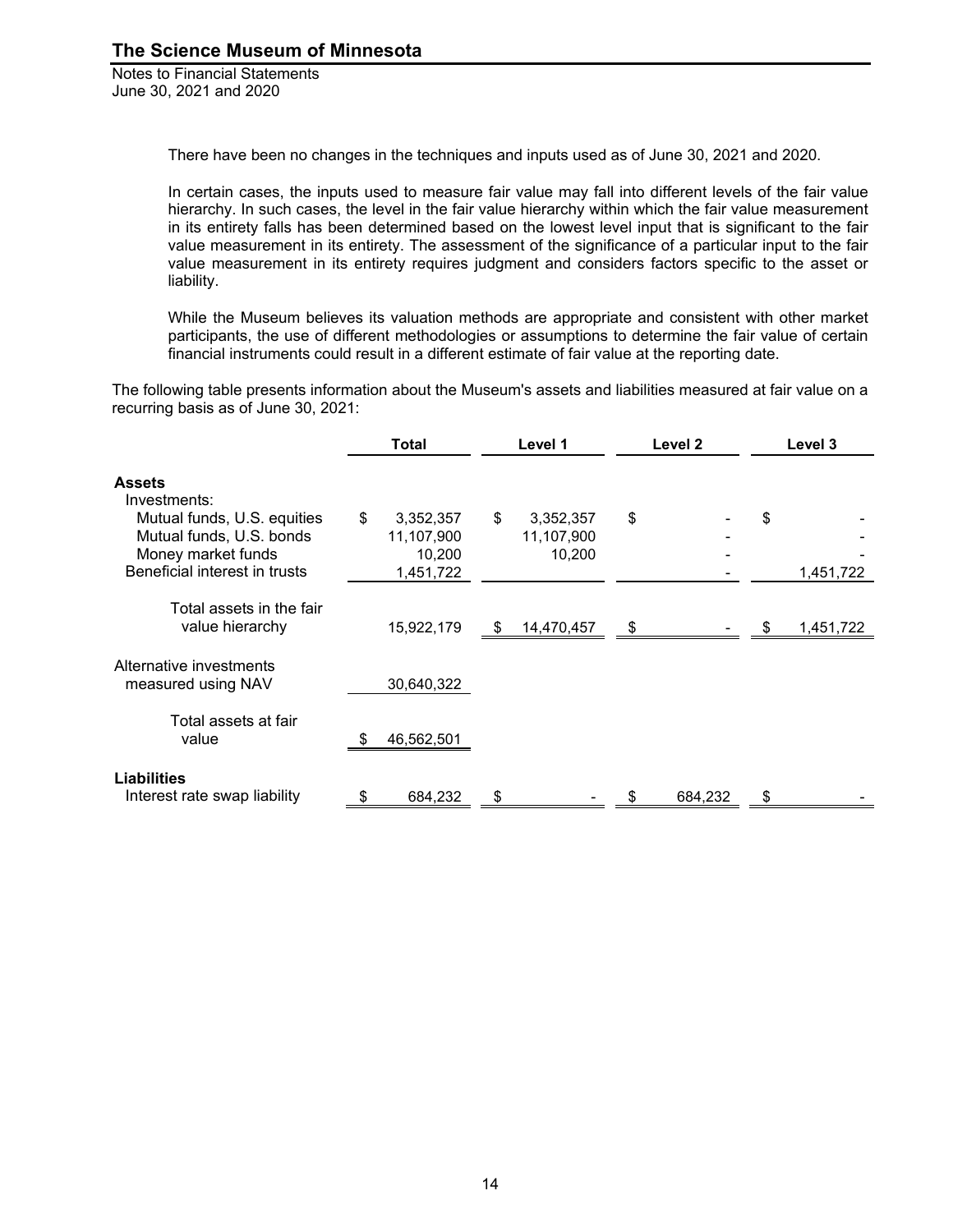There have been no changes in the techniques and inputs used as of June 30, 2021 and 2020.

In certain cases, the inputs used to measure fair value may fall into different levels of the fair value hierarchy. In such cases, the level in the fair value hierarchy within which the fair value measurement in its entirety falls has been determined based on the lowest level input that is significant to the fair value measurement in its entirety. The assessment of the significance of a particular input to the fair value measurement in its entirety requires judgment and considers factors specific to the asset or liability.

While the Museum believes its valuation methods are appropriate and consistent with other market participants, the use of different methodologies or assumptions to determine the fair value of certain financial instruments could result in a different estimate of fair value at the reporting date.

The following table presents information about the Museum's assets and liabilities measured at fair value on a recurring basis as of June 30, 2021:

| | Total | Level 1 | Level 2 | Level 3 |
|---|---|---|---|---|
| **Assets** | | | | |
| Investments: | | | | |
| Mutual funds, U.S. equities | $ 3,352,357 | $ 3,352,357 | $ - | $ - |
| Mutual funds, U.S. bonds | 11,107,900 | 11,107,900 | - | - |
| Money market funds | 10,200 | 10,200 | - | - |
| Beneficial interest in trusts | 1,451,722 | | - | 1,451,722 |
| Total assets in the fair value hierarchy | 15,922,179 | $ 14,470,457 | $ - | $ 1,451,722 |
| Alternative investments measured using NAV | 30,640,322 | | | |
| Total assets at fair value | $ 46,562,501 | | | |
| **Liabilities** | | | | |
| Interest rate swap liability | $ 684,232 | $ - | $ 684,232 | $ - |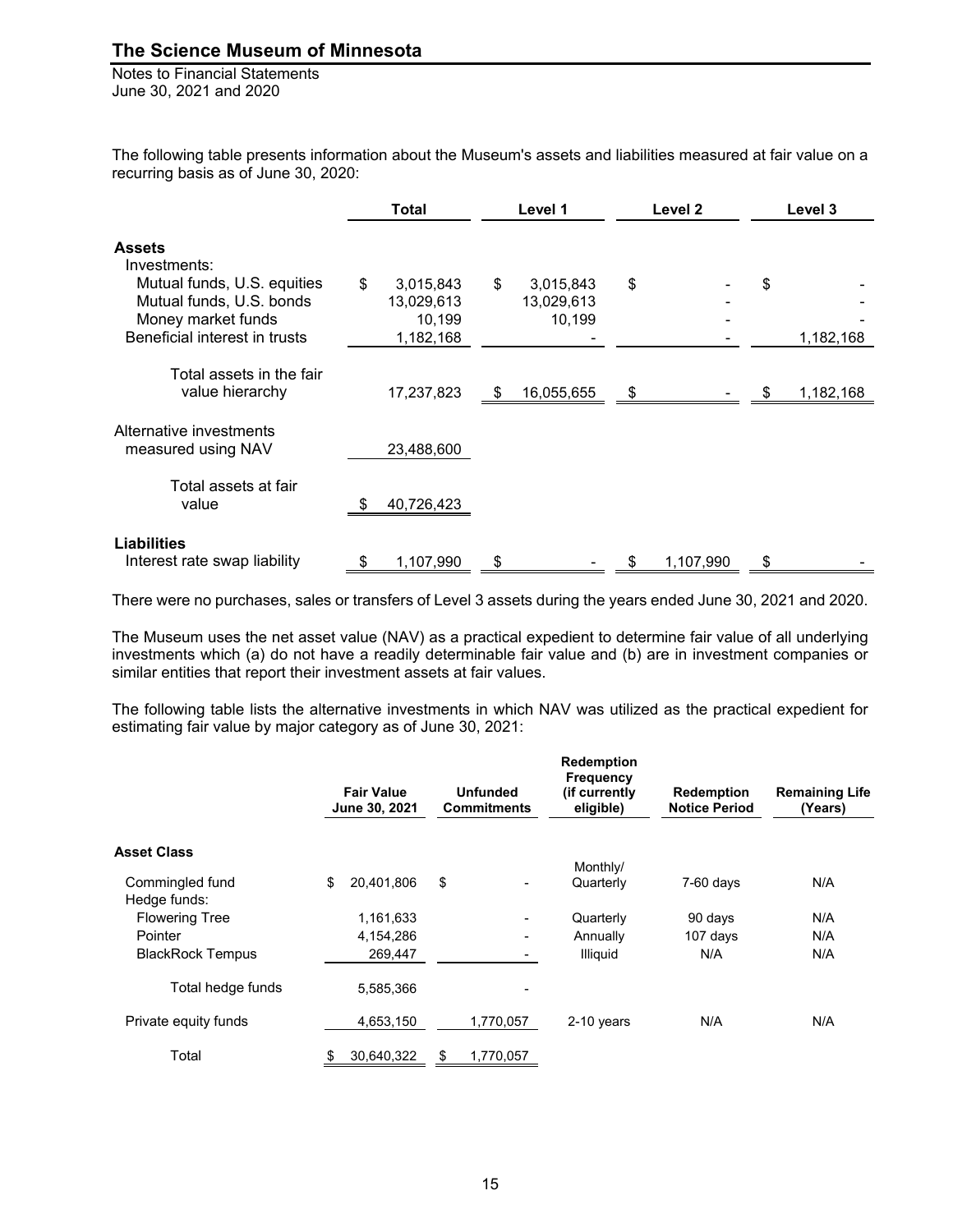The following table presents information about the Museum's assets and liabilities measured at fair value on a recurring basis as of June 30, 2020:

| | Total | Level 1 | Level 2 | Level 3 |
|---|---|---|---|---|
| **Assets** | | | | |
| Investments: | | | | |
| Mutual funds, U.S. equities | $ 3,015,843 | $ 3,015,843 | $ - | $ - |
| Mutual funds, U.S. bonds | 13,029,613 | 13,029,613 | - | - |
| Money market funds | 10,199 | 10,199 | - | - |
| Beneficial interest in trusts | 1,182,168 | - | - | 1,182,168 |
| Total assets in the fair value hierarchy | 17,237,823 | $ 16,055,655 | $ - | $ 1,182,168 |
| Alternative investments measured using NAV | 23,488,600 | | | |
| Total assets at fair value | $ 40,726,423 | | | |
| **Liabilities** | | | | |
| Interest rate swap liability | $ 1,107,990 | $ - | $ 1,107,990 | $ - |

There were no purchases, sales or transfers of Level 3 assets during the years ended June 30, 2021 and 2020.

The Museum uses the net asset value (NAV) as a practical expedient to determine fair value of all underlying investments which (a) do not have a readily determinable fair value and (b) are in investment companies or similar entities that report their investment assets at fair values.

The following table lists the alternative investments in which NAV was utilized as the practical expedient for estimating fair value by major category as of June 30, 2021:

| | Fair Value June 30, 2021 | Unfunded Commitments | Redemption Frequency (if currently eligible) | Redemption Notice Period | Remaining Life (Years) |
|---|---|---|---|---|---|
| **Asset Class** | | | | | |
| Commingled fund | $ 20,401,806 | $ - | Monthly/ Quarterly | 7-60 days | N/A |
| Hedge funds: | | | | | |
| Flowering Tree | 1,161,633 | - | Quarterly | 90 days | N/A |
| Pointer | 4,154,286 | - | Annually | 107 days | N/A |
| BlackRock Tempus | 269,447 | - | Illiquid | N/A | N/A |
| Total hedge funds | 5,585,366 | - | | | |
| Private equity funds | 4,653,150 | 1,770,057 | 2-10 years | N/A | N/A |
| Total | $ 30,640,322 | $ 1,770,057 | | | |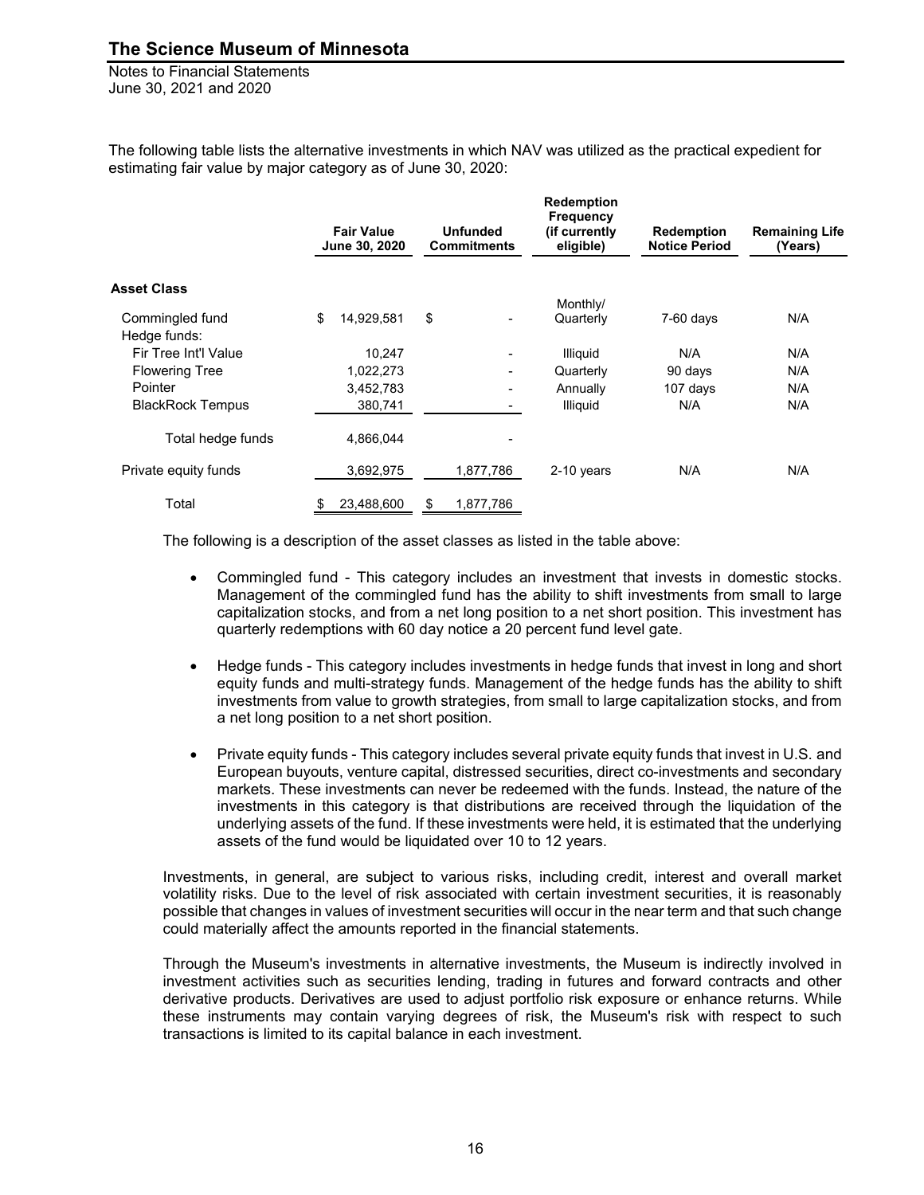The following table lists the alternative investments in which NAV was utilized as the practical expedient for estimating fair value by major category as of June 30, 2020:

| | Fair Value June 30, 2020 | Unfunded Commitments | Redemption Frequency (if currently eligible) | Redemption Notice Period | Remaining Life (Years) |
|---|---|---|---|---|---|
| **Asset Class** | | | | | |
| Commingled fund | $ 14,929,581 | $ - | Monthly/ Quarterly | 7-60 days | N/A |
| Hedge funds: | | | | | |
| Fir Tree Int'l Value | 10,247 | - | Illiquid | N/A | N/A |
| Flowering Tree | 1,022,273 | - | Quarterly | 90 days | N/A |
| Pointer | 3,452,783 | - | Annually | 107 days | N/A |
| BlackRock Tempus | 380,741 | - | Illiquid | N/A | N/A |
| Total hedge funds | 4,866,044 | - | | | |
| Private equity funds | 3,692,975 | 1,877,786 | 2-10 years | N/A | N/A |
| Total | $ 23,488,600 | $ 1,877,786 | | | |

The following is a description of the asset classes as listed in the table above:

- Commingled fund - This category includes an investment that invests in domestic stocks. Management of the commingled fund has the ability to shift investments from small to large capitalization stocks, and from a net long position to a net short position. This investment has quarterly redemptions with 60 day notice a 20 percent fund level gate.

- Hedge funds - This category includes investments in hedge funds that invest in long and short equity funds and multi-strategy funds. Management of the hedge funds has the ability to shift investments from value to growth strategies, from small to large capitalization stocks, and from a net long position to a net short position.

- Private equity funds - This category includes several private equity funds that invest in U.S. and European buyouts, venture capital, distressed securities, direct co-investments and secondary markets. These investments can never be redeemed with the funds. Instead, the nature of the investments in this category is that distributions are received through the liquidation of the underlying assets of the fund. If these investments were held, it is estimated that the underlying assets of the fund would be liquidated over 10 to 12 years.

Investments, in general, are subject to various risks, including credit, interest and overall market volatility risks. Due to the level of risk associated with certain investment securities, it is reasonably possible that changes in values of investment securities will occur in the near term and that such change could materially affect the amounts reported in the financial statements.

Through the Museum's investments in alternative investments, the Museum is indirectly involved in investment activities such as securities lending, trading in futures and forward contracts and other derivative products. Derivatives are used to adjust portfolio risk exposure or enhance returns. While these instruments may contain varying degrees of risk, the Museum's risk with respect to such transactions is limited to its capital balance in each investment.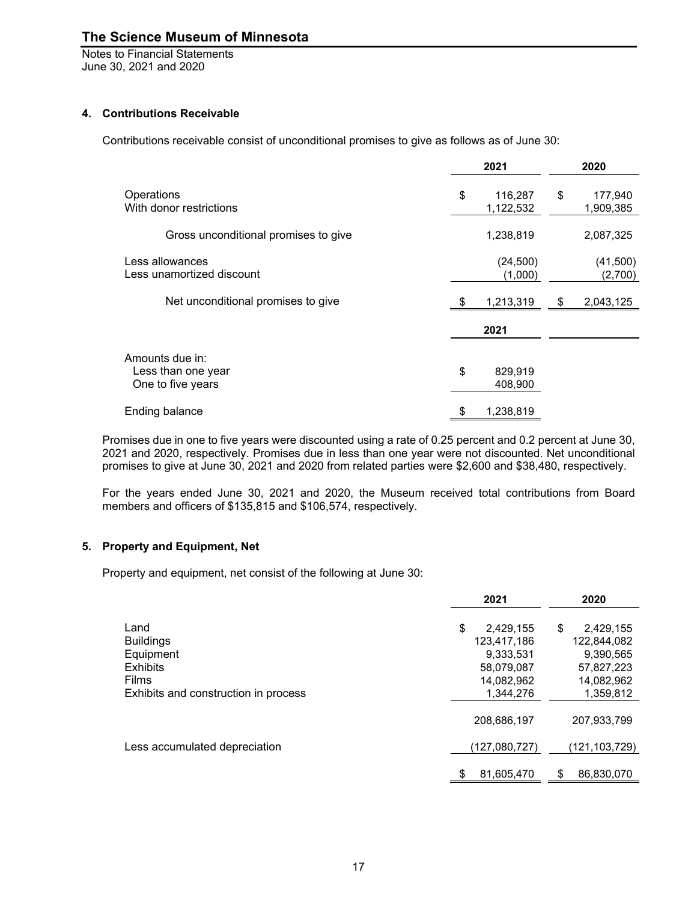## The Science Museum of Minnesota

Notes to Financial Statements
June 30, 2021 and 2020

### 4. Contributions Receivable

Contributions receivable consist of unconditional promises to give as follows as of June 30:

| | 2021 | 2020 |
|---|---|---|
| Operations | $ 116,287 | $ 177,940 |
| With donor restrictions | 1,122,532 | 1,909,385 |
| Gross unconditional promises to give | 1,238,819 | 2,087,325 |
| Less allowances | (24,500) | (41,500) |
| Less unamortized discount | (1,000) | (2,700) |
| Net unconditional promises to give | $ 1,213,319 | $ 2,043,125 |

| | 2021 |
|---|---|
| Amounts due in: | |
| Less than one year | $ 829,919 |
| One to five years | 408,900 |
| Ending balance | $ 1,238,819 |

Promises due in one to five years were discounted using a rate of 0.25 percent and 0.2 percent at June 30, 2021 and 2020, respectively. Promises due in less than one year were not discounted. Net unconditional promises to give at June 30, 2021 and 2020 from related parties were $2,600 and $38,480, respectively.

For the years ended June 30, 2021 and 2020, the Museum received total contributions from Board members and officers of $135,815 and $106,574, respectively.

### 5. Property and Equipment, Net

Property and equipment, net consist of the following at June 30:

| | 2021 | 2020 |
|---|---|---|
| Land | $ 2,429,155 | $ 2,429,155 |
| Buildings | 123,417,186 | 122,844,082 |
| Equipment | 9,333,531 | 9,390,565 |
| Exhibits | 58,079,087 | 57,827,223 |
| Films | 14,082,962 | 14,082,962 |
| Exhibits and construction in process | 1,344,276 | 1,359,812 |
| | 208,686,197 | 207,933,799 |
| Less accumulated depreciation | (127,080,727) | (121,103,729) |
| | $ 81,605,470 | $ 86,830,070 |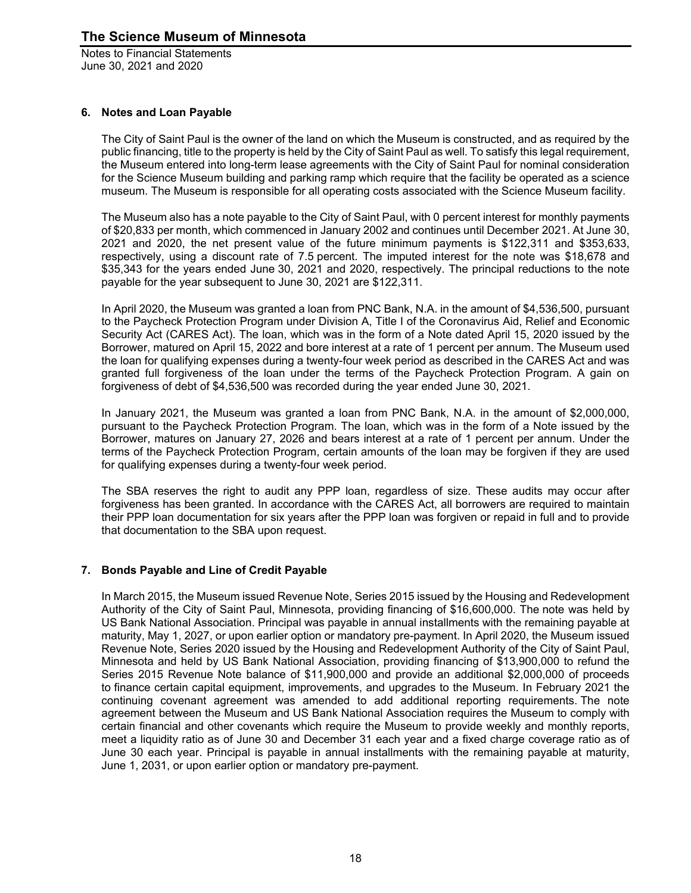### 6. Notes and Loan Payable

The City of Saint Paul is the owner of the land on which the Museum is constructed, and as required by the public financing, title to the property is held by the City of Saint Paul as well. To satisfy this legal requirement, the Museum entered into long-term lease agreements with the City of Saint Paul for nominal consideration for the Science Museum building and parking ramp which require that the facility be operated as a science museum. The Museum is responsible for all operating costs associated with the Science Museum facility.

The Museum also has a note payable to the City of Saint Paul, with 0 percent interest for monthly payments of $20,833 per month, which commenced in January 2002 and continues until December 2021. At June 30, 2021 and 2020, the net present value of the future minimum payments is $122,311 and $353,633, respectively, using a discount rate of 7.5 percent. The imputed interest for the note was $18,678 and $35,343 for the years ended June 30, 2021 and 2020, respectively. The principal reductions to the note payable for the year subsequent to June 30, 2021 are $122,311.

In April 2020, the Museum was granted a loan from PNC Bank, N.A. in the amount of $4,536,500, pursuant to the Paycheck Protection Program under Division A, Title I of the Coronavirus Aid, Relief and Economic Security Act (CARES Act). The loan, which was in the form of a Note dated April 15, 2020 issued by the Borrower, matured on April 15, 2022 and bore interest at a rate of 1 percent per annum. The Museum used the loan for qualifying expenses during a twenty-four week period as described in the CARES Act and was granted full forgiveness of the loan under the terms of the Paycheck Protection Program. A gain on forgiveness of debt of $4,536,500 was recorded during the year ended June 30, 2021.

In January 2021, the Museum was granted a loan from PNC Bank, N.A. in the amount of $2,000,000, pursuant to the Paycheck Protection Program. The loan, which was in the form of a Note issued by the Borrower, matures on January 27, 2026 and bears interest at a rate of 1 percent per annum. Under the terms of the Paycheck Protection Program, certain amounts of the loan may be forgiven if they are used for qualifying expenses during a twenty-four week period.

The SBA reserves the right to audit any PPP loan, regardless of size. These audits may occur after forgiveness has been granted. In accordance with the CARES Act, all borrowers are required to maintain their PPP loan documentation for six years after the PPP loan was forgiven or repaid in full and to provide that documentation to the SBA upon request.

### 7. Bonds Payable and Line of Credit Payable

In March 2015, the Museum issued Revenue Note, Series 2015 issued by the Housing and Redevelopment Authority of the City of Saint Paul, Minnesota, providing financing of $16,600,000. The note was held by US Bank National Association. Principal was payable in annual installments with the remaining payable at maturity, May 1, 2027, or upon earlier option or mandatory pre-payment. In April 2020, the Museum issued Revenue Note, Series 2020 issued by the Housing and Redevelopment Authority of the City of Saint Paul, Minnesota and held by US Bank National Association, providing financing of $13,900,000 to refund the Series 2015 Revenue Note balance of $11,900,000 and provide an additional $2,000,000 of proceeds to finance certain capital equipment, improvements, and upgrades to the Museum. In February 2021 the continuing covenant agreement was amended to add additional reporting requirements. The note agreement between the Museum and US Bank National Association requires the Museum to comply with certain financial and other covenants which require the Museum to provide weekly and monthly reports, meet a liquidity ratio as of June 30 and December 31 each year and a fixed charge coverage ratio as of June 30 each year. Principal is payable in annual installments with the remaining payable at maturity, June 1, 2031, or upon earlier option or mandatory pre-payment.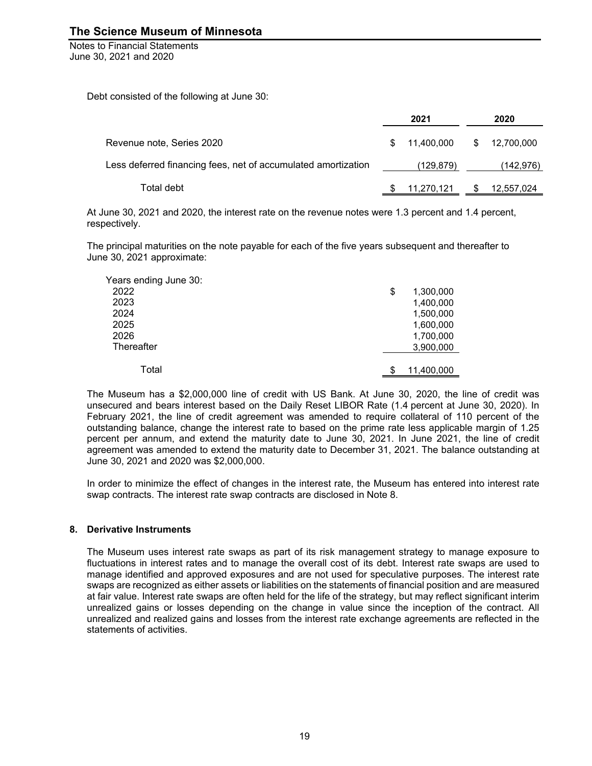Debt consisted of the following at June 30:

| | 2021 | 2020 |
|---|---|---|
| Revenue note, Series 2020 | $ 11,400,000 | $ 12,700,000 |
| Less deferred financing fees, net of accumulated amortization | (129,879) | (142,976) |
| Total debt | $ 11,270,121 | $ 12,557,024 |

At June 30, 2021 and 2020, the interest rate on the revenue notes were 1.3 percent and 1.4 percent, respectively.

The principal maturities on the note payable for each of the five years subsequent and thereafter to June 30, 2021 approximate:

| Years ending June 30: | |
|---|---|
| 2022 | $ 1,300,000 |
| 2023 | 1,400,000 |
| 2024 | 1,500,000 |
| 2025 | 1,600,000 |
| 2026 | 1,700,000 |
| Thereafter | 3,900,000 |
| Total | $ 11,400,000 |

The Museum has a $2,000,000 line of credit with US Bank. At June 30, 2020, the line of credit was unsecured and bears interest based on the Daily Reset LIBOR Rate (1.4 percent at June 30, 2020). In February 2021, the line of credit agreement was amended to require collateral of 110 percent of the outstanding balance, change the interest rate to based on the prime rate less applicable margin of 1.25 percent per annum, and extend the maturity date to June 30, 2021. In June 2021, the line of credit agreement was amended to extend the maturity date to December 31, 2021. The balance outstanding at June 30, 2021 and 2020 was $2,000,000.

In order to minimize the effect of changes in the interest rate, the Museum has entered into interest rate swap contracts. The interest rate swap contracts are disclosed in Note 8.

## 8. Derivative Instruments

The Museum uses interest rate swaps as part of its risk management strategy to manage exposure to fluctuations in interest rates and to manage the overall cost of its debt. Interest rate swaps are used to manage identified and approved exposures and are not used for speculative purposes. The interest rate swaps are recognized as either assets or liabilities on the statements of financial position and are measured at fair value. Interest rate swaps are often held for the life of the strategy, but may reflect significant interim unrealized gains or losses depending on the change in value since the inception of the contract. All unrealized and realized gains and losses from the interest rate exchange agreements are reflected in the statements of activities.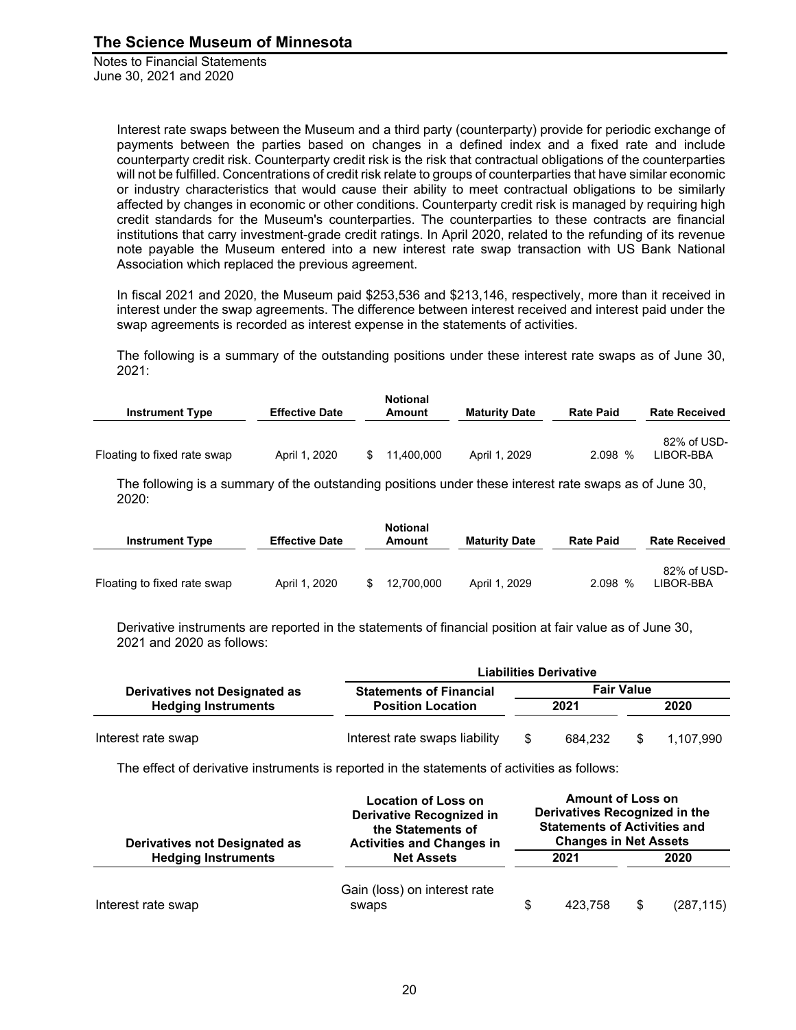Interest rate swaps between the Museum and a third party (counterparty) provide for periodic exchange of payments between the parties based on changes in a defined index and a fixed rate and include counterparty credit risk. Counterparty credit risk is the risk that contractual obligations of the counterparties will not be fulfilled. Concentrations of credit risk relate to groups of counterparties that have similar economic or industry characteristics that would cause their ability to meet contractual obligations to be similarly affected by changes in economic or other conditions. Counterparty credit risk is managed by requiring high credit standards for the Museum's counterparties. The counterparties to these contracts are financial institutions that carry investment-grade credit ratings. In April 2020, related to the refunding of its revenue note payable the Museum entered into a new interest rate swap transaction with US Bank National Association which replaced the previous agreement.

In fiscal 2021 and 2020, the Museum paid $253,536 and $213,146, respectively, more than it received in interest under the swap agreements. The difference between interest received and interest paid under the swap agreements is recorded as interest expense in the statements of activities.

The following is a summary of the outstanding positions under these interest rate swaps as of June 30, 2021:

| Instrument Type | Effective Date | Notional Amount | Maturity Date | Rate Paid | Rate Received |
|---|---|---|---|---|---|
| Floating to fixed rate swap | April 1, 2020 | $ 11,400,000 | April 1, 2029 | 2.098 % | 82% of USD-LIBOR-BBA |

The following is a summary of the outstanding positions under these interest rate swaps as of June 30, 2020:

| Instrument Type | Effective Date | Notional Amount | Maturity Date | Rate Paid | Rate Received |
|---|---|---|---|---|---|
| Floating to fixed rate swap | April 1, 2020 | $ 12,700,000 | April 1, 2029 | 2.098 % | 82% of USD-LIBOR-BBA |

Derivative instruments are reported in the statements of financial position at fair value as of June 30, 2021 and 2020 as follows:

| | Liabilities Derivative | | |
|---|---|---|---|
| Derivatives not Designated as Hedging Instruments | Statements of Financial Position Location | Fair Value 2021 | Fair Value 2020 |
| Interest rate swap | Interest rate swaps liability | $ 684,232 | $ 1,107,990 |

The effect of derivative instruments is reported in the statements of activities as follows:

| Derivatives not Designated as Hedging Instruments | Location of Loss on Derivative Recognized in the Statements of Activities and Changes in Net Assets | Amount of Loss on Derivatives Recognized in the Statements of Activities and Changes in Net Assets 2021 | 2020 |
|---|---|---|---|
| Interest rate swap | Gain (loss) on interest rate swaps | $ 423,758 | $ (287,115) |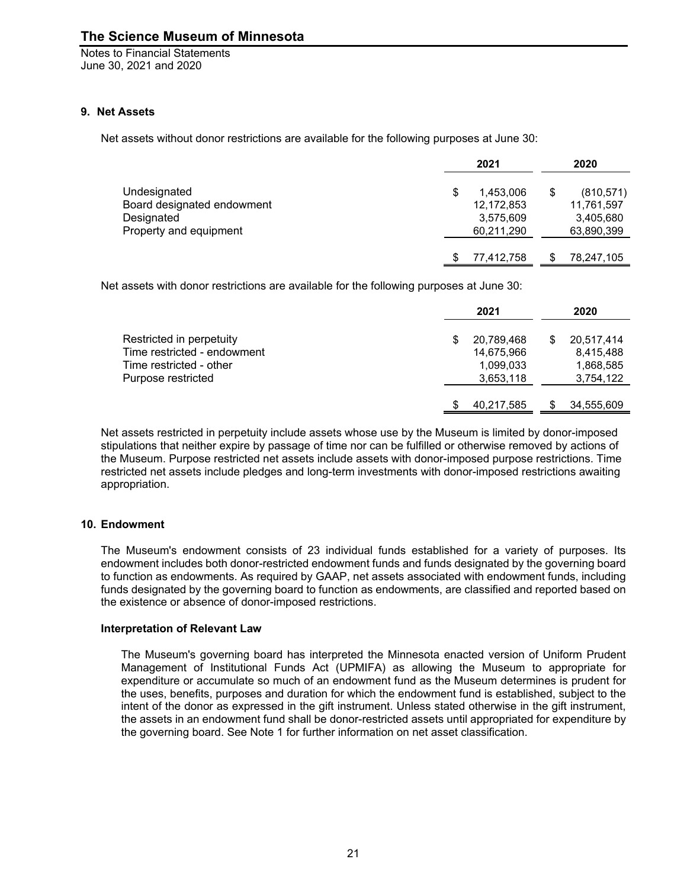## 9. Net Assets

Net assets without donor restrictions are available for the following purposes at June 30:

| | 2021 | 2020 |
|---|---|---|
| Undesignated | $ 1,453,006 | $ (810,571) |
| Board designated endowment | 12,172,853 | 11,761,597 |
| Designated | 3,575,609 | 3,405,680 |
| Property and equipment | 60,211,290 | 63,890,399 |
| | $ 77,412,758 | $ 78,247,105 |

Net assets with donor restrictions are available for the following purposes at June 30:

| | 2021 | 2020 |
|---|---|---|
| Restricted in perpetuity | $ 20,789,468 | $ 20,517,414 |
| Time restricted - endowment | 14,675,966 | 8,415,488 |
| Time restricted - other | 1,099,033 | 1,868,585 |
| Purpose restricted | 3,653,118 | 3,754,122 |
| | $ 40,217,585 | $ 34,555,609 |

Net assets restricted in perpetuity include assets whose use by the Museum is limited by donor-imposed stipulations that neither expire by passage of time nor can be fulfilled or otherwise removed by actions of the Museum. Purpose restricted net assets include assets with donor-imposed purpose restrictions. Time restricted net assets include pledges and long-term investments with donor-imposed restrictions awaiting appropriation.

## 10. Endowment

The Museum's endowment consists of 23 individual funds established for a variety of purposes. Its endowment includes both donor-restricted endowment funds and funds designated by the governing board to function as endowments. As required by GAAP, net assets associated with endowment funds, including funds designated by the governing board to function as endowments, are classified and reported based on the existence or absence of donor-imposed restrictions.

### Interpretation of Relevant Law

The Museum's governing board has interpreted the Minnesota enacted version of Uniform Prudent Management of Institutional Funds Act (UPMIFA) as allowing the Museum to appropriate for expenditure or accumulate so much of an endowment fund as the Museum determines is prudent for the uses, benefits, purposes and duration for which the endowment fund is established, subject to the intent of the donor as expressed in the gift instrument. Unless stated otherwise in the gift instrument, the assets in an endowment fund shall be donor-restricted assets until appropriated for expenditure by the governing board. See Note 1 for further information on net asset classification.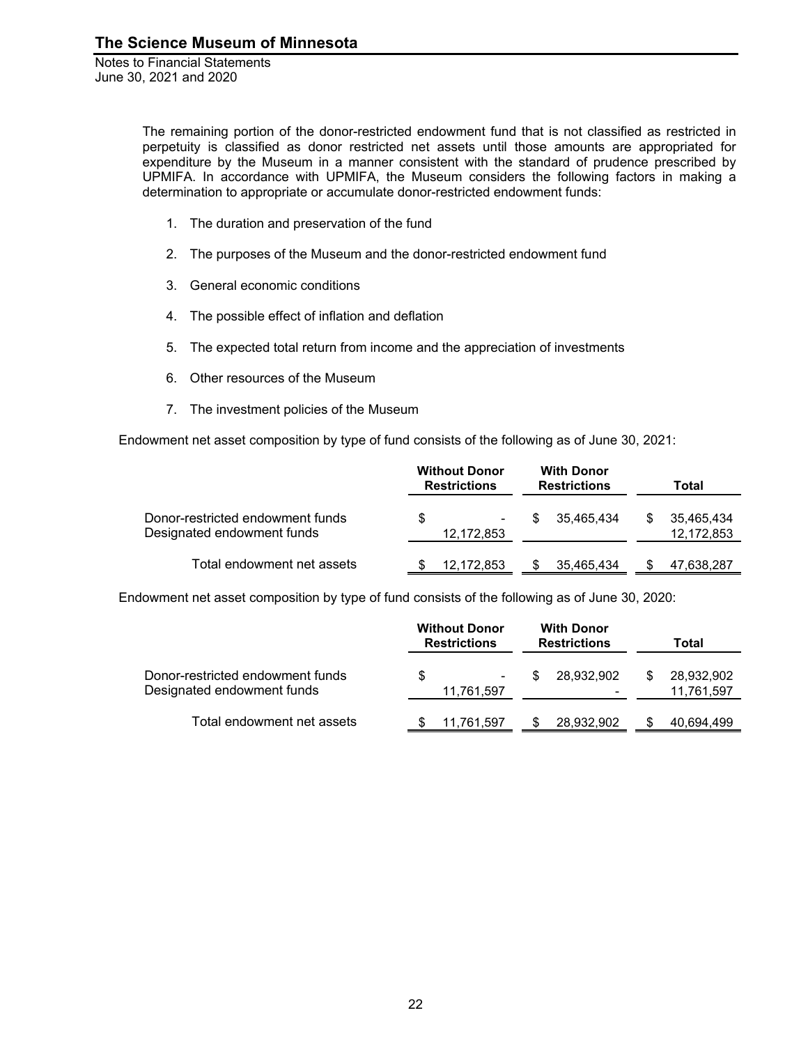The remaining portion of the donor-restricted endowment fund that is not classified as restricted in perpetuity is classified as donor restricted net assets until those amounts are appropriated for expenditure by the Museum in a manner consistent with the standard of prudence prescribed by UPMIFA. In accordance with UPMIFA, the Museum considers the following factors in making a determination to appropriate or accumulate donor-restricted endowment funds:

1. The duration and preservation of the fund
2. The purposes of the Museum and the donor-restricted endowment fund
3. General economic conditions
4. The possible effect of inflation and deflation
5. The expected total return from income and the appreciation of investments
6. Other resources of the Museum
7. The investment policies of the Museum

Endowment net asset composition by type of fund consists of the following as of June 30, 2021:

| | Without Donor Restrictions | With Donor Restrictions | Total |
|---|---|---|---|
| Donor-restricted endowment funds | $ - | $ 35,465,434 | $ 35,465,434 |
| Designated endowment funds | 12,172,853 | | 12,172,853 |
| Total endowment net assets | $ 12,172,853 | $ 35,465,434 | $ 47,638,287 |

Endowment net asset composition by type of fund consists of the following as of June 30, 2020:

| | Without Donor Restrictions | With Donor Restrictions | Total |
|---|---|---|---|
| Donor-restricted endowment funds | $ - | $ 28,932,902 | $ 28,932,902 |
| Designated endowment funds | 11,761,597 | - | 11,761,597 |
| Total endowment net assets | $ 11,761,597 | $ 28,932,902 | $ 40,694,499 |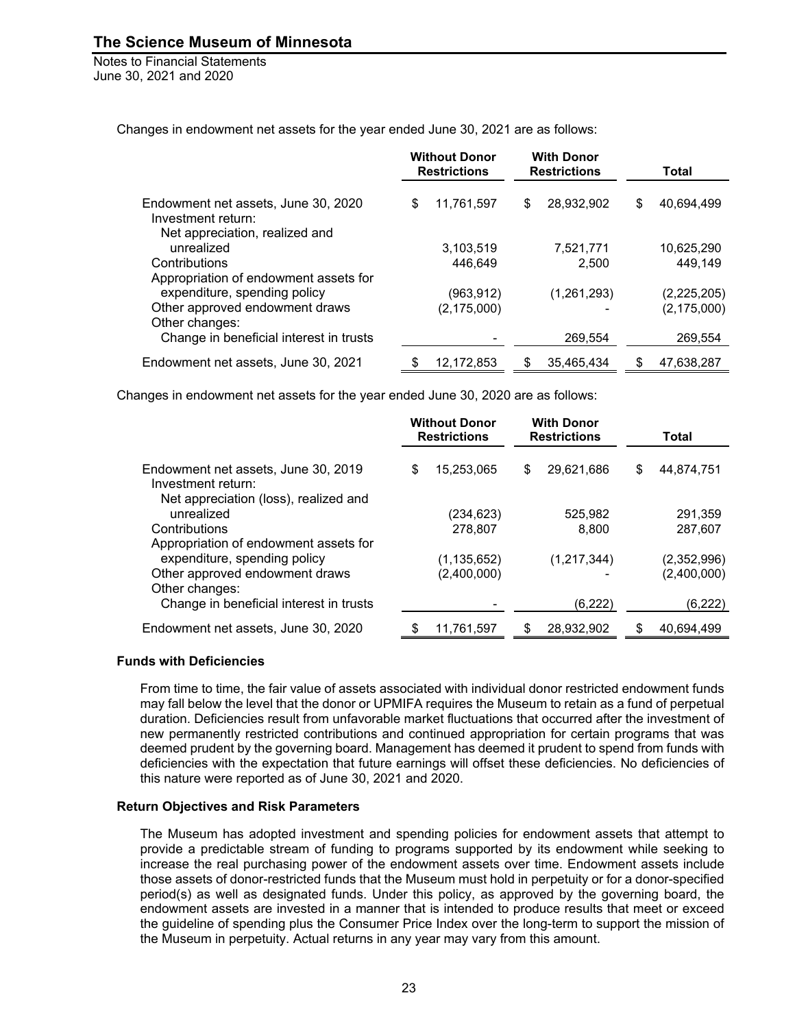Changes in endowment net assets for the year ended June 30, 2021 are as follows:

| | Without Donor Restrictions | With Donor Restrictions | Total |
|---|---|---|---|
| Endowment net assets, June 30, 2020 | $ 11,761,597 | $ 28,932,902 | $ 40,694,499 |
| Investment return: | | | |
| Net appreciation, realized and unrealized | 3,103,519 | 7,521,771 | 10,625,290 |
| Contributions | 446,649 | 2,500 | 449,149 |
| Appropriation of endowment assets for expenditure, spending policy | (963,912) | (1,261,293) | (2,225,205) |
| Other approved endowment draws | (2,175,000) | - | (2,175,000) |
| Other changes: | | | |
| Change in beneficial interest in trusts | - | 269,554 | 269,554 |
| Endowment net assets, June 30, 2021 | $ 12,172,853 | $ 35,465,434 | $ 47,638,287 |

Changes in endowment net assets for the year ended June 30, 2020 are as follows:

| | Without Donor Restrictions | With Donor Restrictions | Total |
|---|---|---|---|
| Endowment net assets, June 30, 2019 | $ 15,253,065 | $ 29,621,686 | $ 44,874,751 |
| Investment return: | | | |
| Net appreciation (loss), realized and unrealized | (234,623) | 525,982 | 291,359 |
| Contributions | 278,807 | 8,800 | 287,607 |
| Appropriation of endowment assets for expenditure, spending policy | (1,135,652) | (1,217,344) | (2,352,996) |
| Other approved endowment draws | (2,400,000) | - | (2,400,000) |
| Other changes: | | | |
| Change in beneficial interest in trusts | - | (6,222) | (6,222) |
| Endowment net assets, June 30, 2020 | $ 11,761,597 | $ 28,932,902 | $ 40,694,499 |

**Funds with Deficiencies**

From time to time, the fair value of assets associated with individual donor restricted endowment funds may fall below the level that the donor or UPMIFA requires the Museum to retain as a fund of perpetual duration. Deficiencies result from unfavorable market fluctuations that occurred after the investment of new permanently restricted contributions and continued appropriation for certain programs that was deemed prudent by the governing board. Management has deemed it prudent to spend from funds with deficiencies with the expectation that future earnings will offset these deficiencies. No deficiencies of this nature were reported as of June 30, 2021 and 2020.

**Return Objectives and Risk Parameters**

The Museum has adopted investment and spending policies for endowment assets that attempt to provide a predictable stream of funding to programs supported by its endowment while seeking to increase the real purchasing power of the endowment assets over time. Endowment assets include those assets of donor-restricted funds that the Museum must hold in perpetuity or for a donor-specified period(s) as well as designated funds. Under this policy, as approved by the governing board, the endowment assets are invested in a manner that is intended to produce results that meet or exceed the guideline of spending plus the Consumer Price Index over the long-term to support the mission of the Museum in perpetuity. Actual returns in any year may vary from this amount.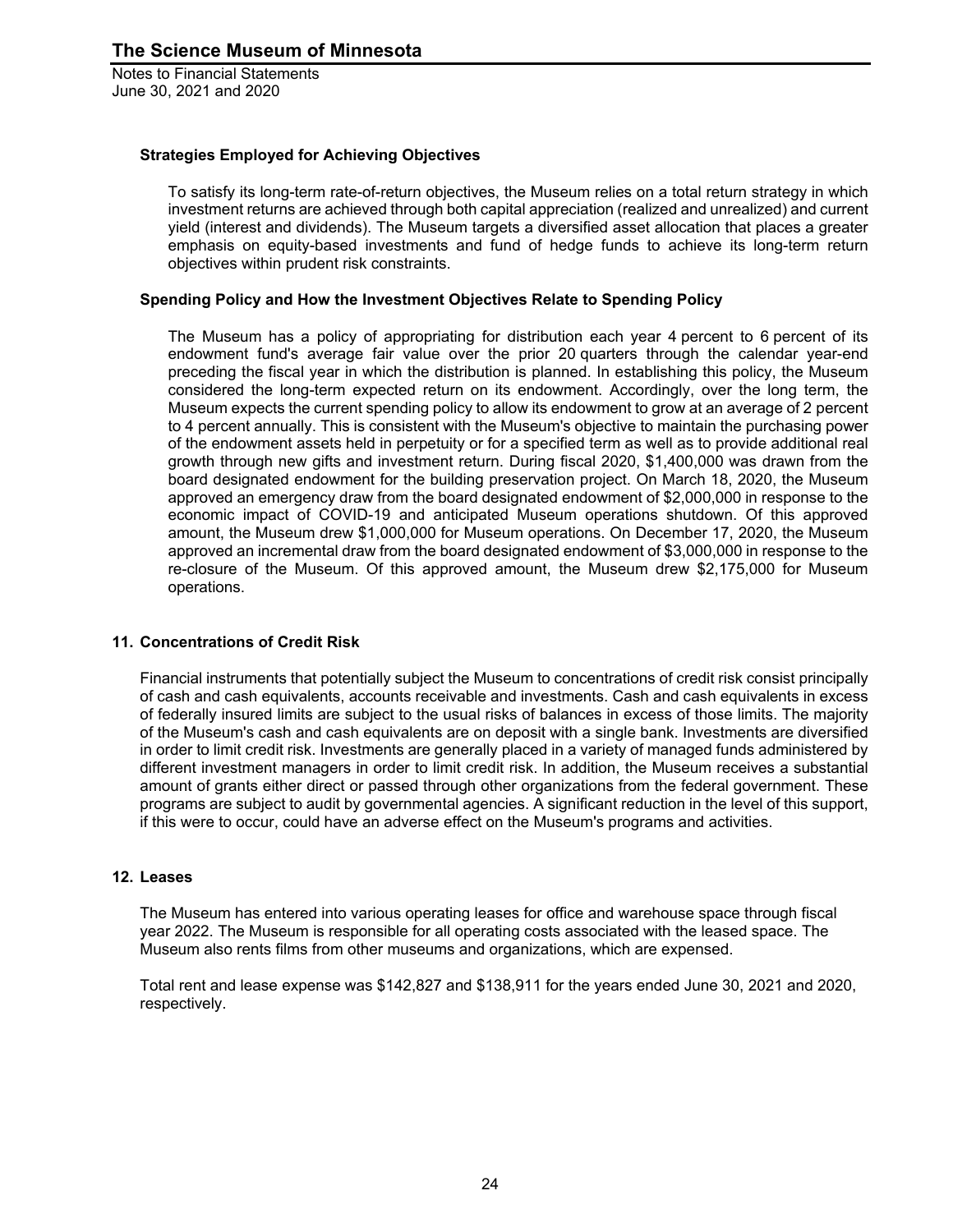### Strategies Employed for Achieving Objectives

To satisfy its long-term rate-of-return objectives, the Museum relies on a total return strategy in which investment returns are achieved through both capital appreciation (realized and unrealized) and current yield (interest and dividends). The Museum targets a diversified asset allocation that places a greater emphasis on equity-based investments and fund of hedge funds to achieve its long-term return objectives within prudent risk constraints.

### Spending Policy and How the Investment Objectives Relate to Spending Policy

The Museum has a policy of appropriating for distribution each year 4 percent to 6 percent of its endowment fund's average fair value over the prior 20 quarters through the calendar year-end preceding the fiscal year in which the distribution is planned. In establishing this policy, the Museum considered the long-term expected return on its endowment. Accordingly, over the long term, the Museum expects the current spending policy to allow its endowment to grow at an average of 2 percent to 4 percent annually. This is consistent with the Museum's objective to maintain the purchasing power of the endowment assets held in perpetuity or for a specified term as well as to provide additional real growth through new gifts and investment return. During fiscal 2020, $1,400,000 was drawn from the board designated endowment for the building preservation project. On March 18, 2020, the Museum approved an emergency draw from the board designated endowment of $2,000,000 in response to the economic impact of COVID-19 and anticipated Museum operations shutdown. Of this approved amount, the Museum drew $1,000,000 for Museum operations. On December 17, 2020, the Museum approved an incremental draw from the board designated endowment of $3,000,000 in response to the re-closure of the Museum. Of this approved amount, the Museum drew $2,175,000 for Museum operations.

## 11. Concentrations of Credit Risk

Financial instruments that potentially subject the Museum to concentrations of credit risk consist principally of cash and cash equivalents, accounts receivable and investments. Cash and cash equivalents in excess of federally insured limits are subject to the usual risks of balances in excess of those limits. The majority of the Museum's cash and cash equivalents are on deposit with a single bank. Investments are diversified in order to limit credit risk. Investments are generally placed in a variety of managed funds administered by different investment managers in order to limit credit risk. In addition, the Museum receives a substantial amount of grants either direct or passed through other organizations from the federal government. These programs are subject to audit by governmental agencies. A significant reduction in the level of this support, if this were to occur, could have an adverse effect on the Museum's programs and activities.

## 12. Leases

The Museum has entered into various operating leases for office and warehouse space through fiscal year 2022. The Museum is responsible for all operating costs associated with the leased space. The Museum also rents films from other museums and organizations, which are expensed.

Total rent and lease expense was $142,827 and $138,911 for the years ended June 30, 2021 and 2020, respectively.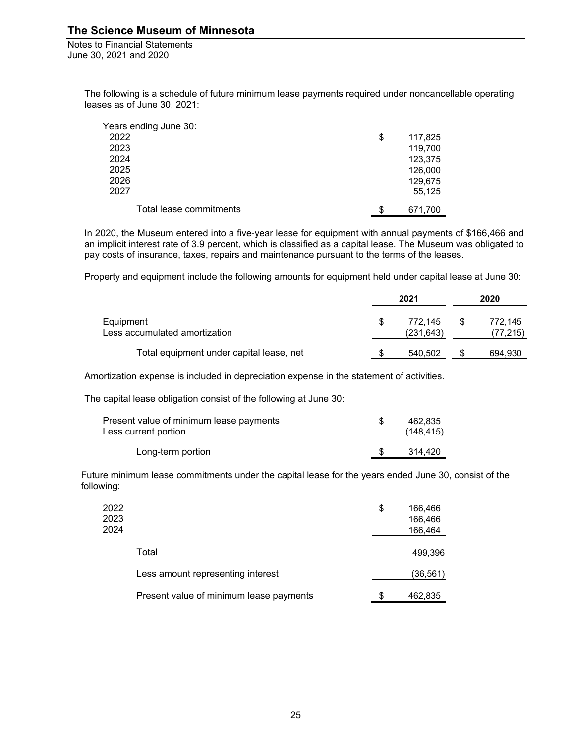The following is a schedule of future minimum lease payments required under noncancellable operating leases as of June 30, 2021:

| Years ending June 30: | |
|---|---|
| 2022 | $ 117,825 |
| 2023 | 119,700 |
| 2024 | 123,375 |
| 2025 | 126,000 |
| 2026 | 129,675 |
| 2027 | 55,125 |
| Total lease commitments | $ 671,700 |

In 2020, the Museum entered into a five-year lease for equipment with annual payments of $166,466 and an implicit interest rate of 3.9 percent, which is classified as a capital lease. The Museum was obligated to pay costs of insurance, taxes, repairs and maintenance pursuant to the terms of the leases.

Property and equipment include the following amounts for equipment held under capital lease at June 30:

| | 2021 | 2020 |
|---|---|---|
| Equipment | $ 772,145 | $ 772,145 |
| Less accumulated amortization | (231,643) | (77,215) |
| Total equipment under capital lease, net | $ 540,502 | $ 694,930 |

Amortization expense is included in depreciation expense in the statement of activities.

The capital lease obligation consist of the following at June 30:

| | |
|---|---|
| Present value of minimum lease payments | $ 462,835 |
| Less current portion | (148,415) |
| Long-term portion | $ 314,420 |

Future minimum lease commitments under the capital lease for the years ended June 30, consist of the following:

| | |
|---|---|
| 2022 | $ 166,466 |
| 2023 | 166,466 |
| 2024 | 166,464 |
| Total | 499,396 |
| Less amount representing interest | (36,561) |
| Present value of minimum lease payments | $ 462,835 |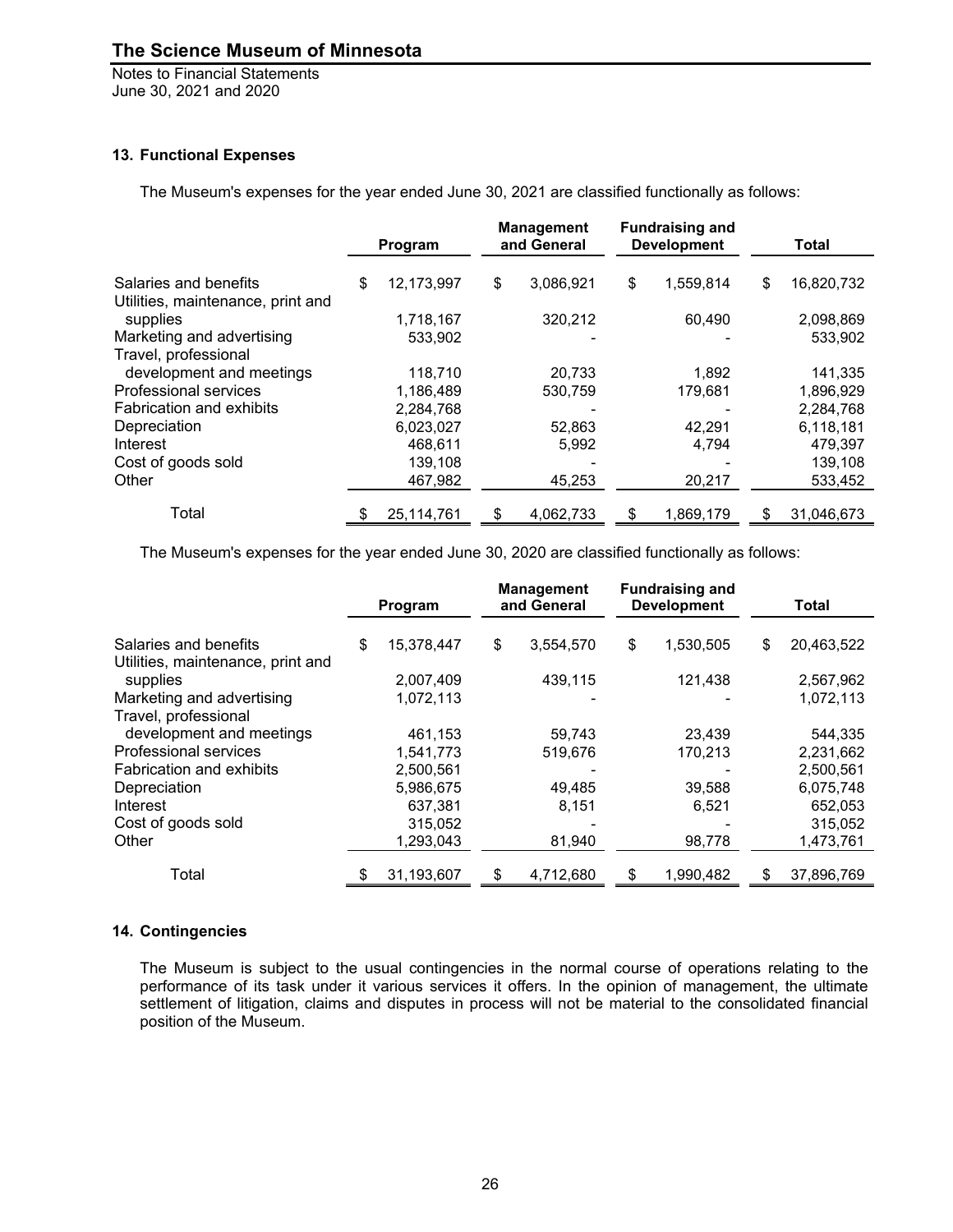### 13. Functional Expenses

The Museum's expenses for the year ended June 30, 2021 are classified functionally as follows:

| | Program | Management and General | Fundraising and Development | Total |
|---|---|---|---|---|
| Salaries and benefits | $ 12,173,997 | $ 3,086,921 | $ 1,559,814 | $ 16,820,732 |
| Utilities, maintenance, print and supplies | 1,718,167 | 320,212 | 60,490 | 2,098,869 |
| Marketing and advertising | 533,902 | - | - | 533,902 |
| Travel, professional development and meetings | 118,710 | 20,733 | 1,892 | 141,335 |
| Professional services | 1,186,489 | 530,759 | 179,681 | 1,896,929 |
| Fabrication and exhibits | 2,284,768 | - | - | 2,284,768 |
| Depreciation | 6,023,027 | 52,863 | 42,291 | 6,118,181 |
| Interest | 468,611 | 5,992 | 4,794 | 479,397 |
| Cost of goods sold | 139,108 | - | - | 139,108 |
| Other | 467,982 | 45,253 | 20,217 | 533,452 |
| Total | $ 25,114,761 | $ 4,062,733 | $ 1,869,179 | $ 31,046,673 |

The Museum's expenses for the year ended June 30, 2020 are classified functionally as follows:

| | Program | Management and General | Fundraising and Development | Total |
|---|---|---|---|---|
| Salaries and benefits | $ 15,378,447 | $ 3,554,570 | $ 1,530,505 | $ 20,463,522 |
| Utilities, maintenance, print and supplies | 2,007,409 | 439,115 | 121,438 | 2,567,962 |
| Marketing and advertising | 1,072,113 | - | - | 1,072,113 |
| Travel, professional development and meetings | 461,153 | 59,743 | 23,439 | 544,335 |
| Professional services | 1,541,773 | 519,676 | 170,213 | 2,231,662 |
| Fabrication and exhibits | 2,500,561 | - | - | 2,500,561 |
| Depreciation | 5,986,675 | 49,485 | 39,588 | 6,075,748 |
| Interest | 637,381 | 8,151 | 6,521 | 652,053 |
| Cost of goods sold | 315,052 | - | - | 315,052 |
| Other | 1,293,043 | 81,940 | 98,778 | 1,473,761 |
| Total | $ 31,193,607 | $ 4,712,680 | $ 1,990,482 | $ 37,896,769 |

### 14. Contingencies

The Museum is subject to the usual contingencies in the normal course of operations relating to the performance of its task under it various services it offers. In the opinion of management, the ultimate settlement of litigation, claims and disputes in process will not be material to the consolidated financial position of the Museum.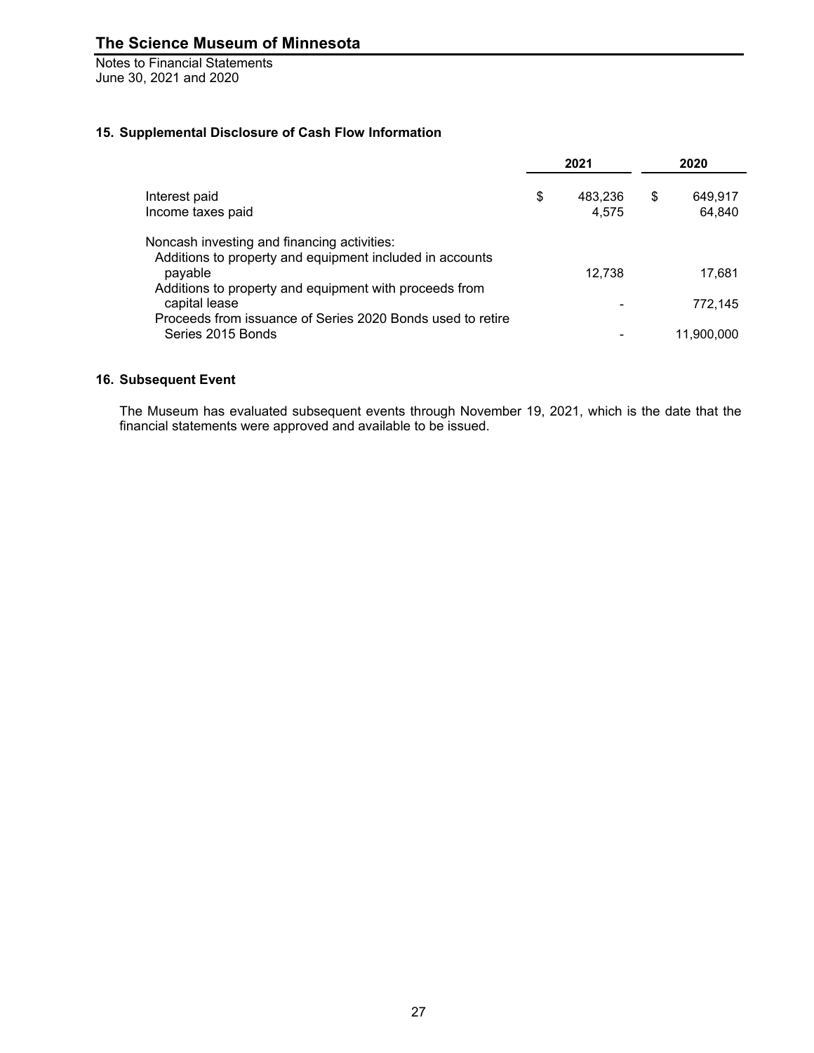## 15. Supplemental Disclosure of Cash Flow Information

| | 2021 | 2020 |
|---|---|---|
| Interest paid | $ 483,236 | $ 649,917 |
| Income taxes paid | 4,575 | 64,840 |
| Noncash investing and financing activities: | | |
| Additions to property and equipment included in accounts payable | 12,738 | 17,681 |
| Additions to property and equipment with proceeds from capital lease | - | 772,145 |
| Proceeds from issuance of Series 2020 Bonds used to retire Series 2015 Bonds | - | 11,900,000 |

## 16. Subsequent Event

The Museum has evaluated subsequent events through November 19, 2021, which is the date that the financial statements were approved and available to be issued.